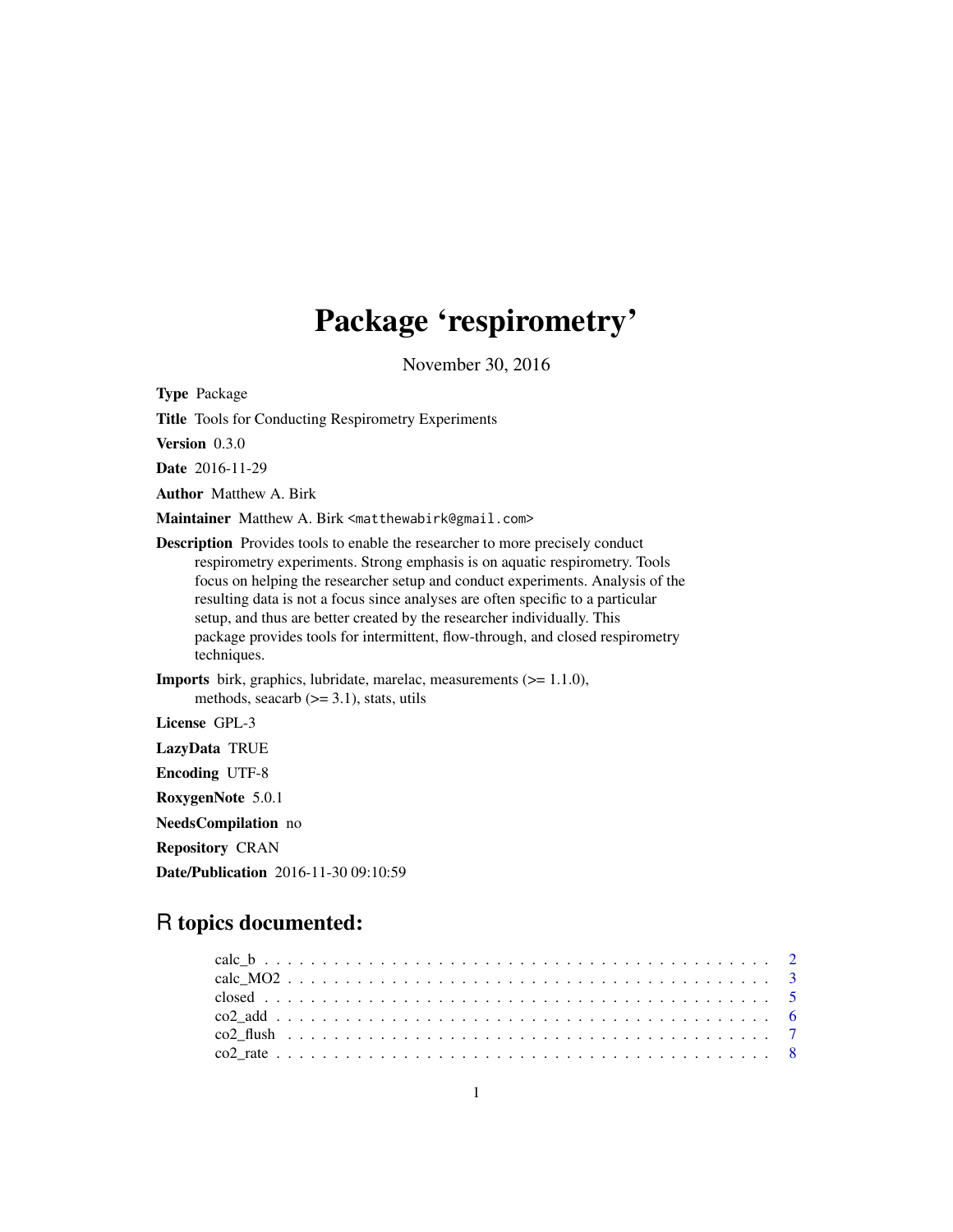# Package 'respirometry'

November 30, 2016

**Type** Package

**Title** Tools for Conducting Respirometry Experiments

**Version** 0.3.0

**Date** 2016-11-29

**Author** Matthew A. Birk

**Maintainer** Matthew A. Birk <matthewabirk@gmail.com>

**Description** Provides tools to enable the researcher to more precisely conduct respirometry experiments. Strong emphasis is on aquatic respirometry. Tools focus on helping the researcher setup and conduct experiments. Analysis of the resulting data is not a focus since analyses are often specific to a particular setup, and thus are better created by the researcher individually. This package provides tools for intermittent, flow-through, and closed respirometry techniques.

**Imports** birk, graphics, lubridate, marelac, measurements (>= 1.1.0), methods, seacarb (>= 3.1), stats, utils

**License** GPL-3

**LazyData** TRUE

**Encoding** UTF-8

**RoxygenNote** 5.0.1

**NeedsCompilation** no

**Repository** CRAN

**Date/Publication** 2016-11-30 09:10:59

## R topics documented:

- calc_b . . . . . . . . . . . . . . . . . . . . . . . . . . . . . . . . . . . . . . . . . . . 2
- calc_MO2 . . . . . . . . . . . . . . . . . . . . . . . . . . . . . . . . . . . . . . . . . 3
- closed . . . . . . . . . . . . . . . . . . . . . . . . . . . . . . . . . . . . . . . . . . . 5
- co2_add . . . . . . . . . . . . . . . . . . . . . . . . . . . . . . . . . . . . . . . . . . 6
- co2_flush . . . . . . . . . . . . . . . . . . . . . . . . . . . . . . . . . . . . . . . . . 7
- co2_rate . . . . . . . . . . . . . . . . . . . . . . . . . . . . . . . . . . . . . . . . . . 8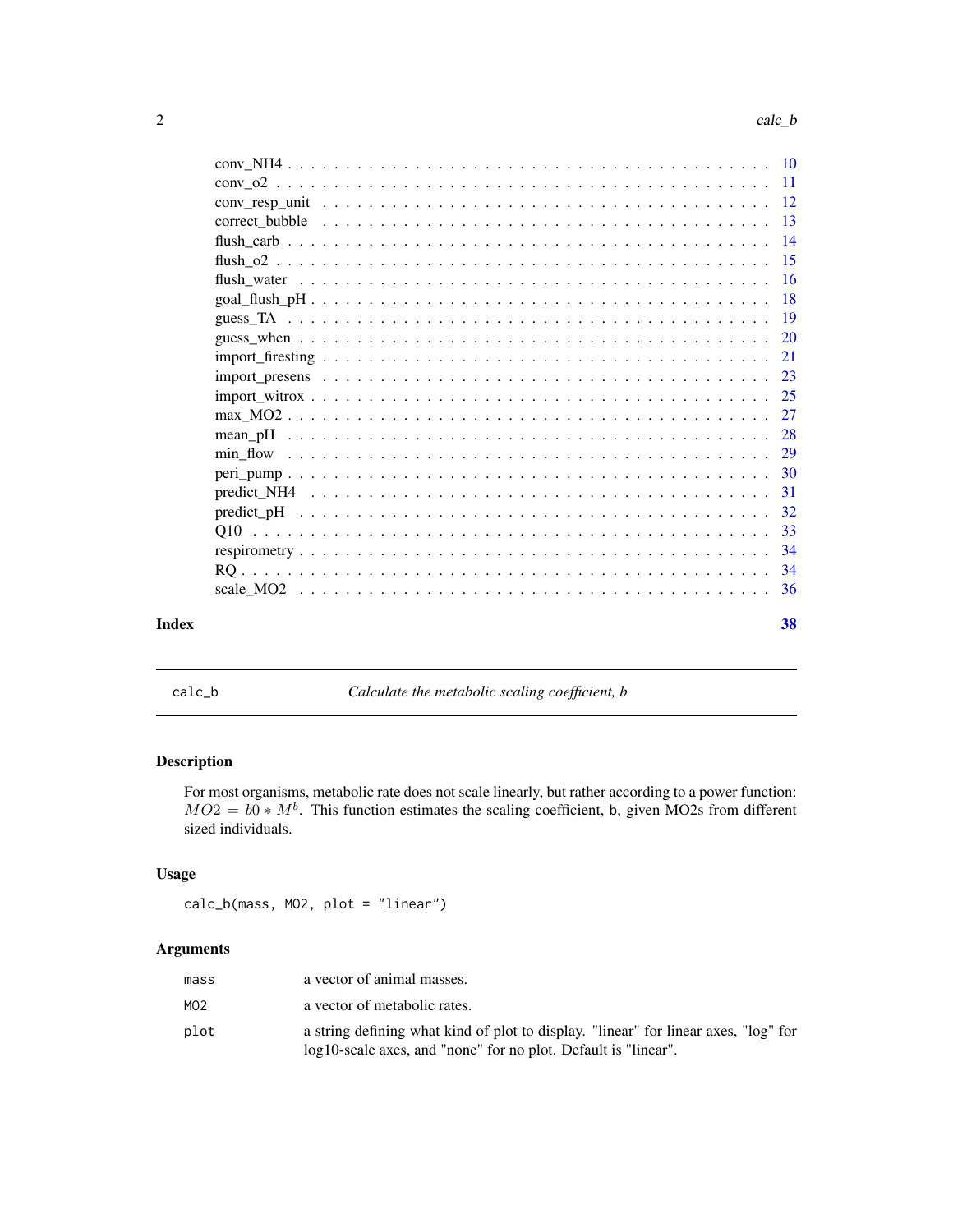conv_NH4 . . . . . . . . . . . . . . . . . . . . . . . . . . . . . . . . . . . . . . . 10
conv_o2 . . . . . . . . . . . . . . . . . . . . . . . . . . . . . . . . . . . . . . . . 11
conv_resp_unit . . . . . . . . . . . . . . . . . . . . . . . . . . . . . . . . . . . . 12
correct_bubble . . . . . . . . . . . . . . . . . . . . . . . . . . . . . . . . . . . . 13
flush_carb . . . . . . . . . . . . . . . . . . . . . . . . . . . . . . . . . . . . . . 14
flush_o2 . . . . . . . . . . . . . . . . . . . . . . . . . . . . . . . . . . . . . . . 15
flush_water . . . . . . . . . . . . . . . . . . . . . . . . . . . . . . . . . . . . . 16
goal_flush_pH . . . . . . . . . . . . . . . . . . . . . . . . . . . . . . . . . . . . 18
guess_TA . . . . . . . . . . . . . . . . . . . . . . . . . . . . . . . . . . . . . . . 19
guess_when . . . . . . . . . . . . . . . . . . . . . . . . . . . . . . . . . . . . . . 20
import_firesting . . . . . . . . . . . . . . . . . . . . . . . . . . . . . . . . . . . 21
import_presens . . . . . . . . . . . . . . . . . . . . . . . . . . . . . . . . . . . . 23
import_witrox . . . . . . . . . . . . . . . . . . . . . . . . . . . . . . . . . . . . . 25
max_MO2 . . . . . . . . . . . . . . . . . . . . . . . . . . . . . . . . . . . . . . . . 27
mean_pH . . . . . . . . . . . . . . . . . . . . . . . . . . . . . . . . . . . . . . . . 28
min_flow . . . . . . . . . . . . . . . . . . . . . . . . . . . . . . . . . . . . . . . 29
peri_pump . . . . . . . . . . . . . . . . . . . . . . . . . . . . . . . . . . . . . . . 30
predict_NH4 . . . . . . . . . . . . . . . . . . . . . . . . . . . . . . . . . . . . . 31
predict_pH . . . . . . . . . . . . . . . . . . . . . . . . . . . . . . . . . . . . . . 32
Q10 . . . . . . . . . . . . . . . . . . . . . . . . . . . . . . . . . . . . . . . . . . 33
respirometry . . . . . . . . . . . . . . . . . . . . . . . . . . . . . . . . . . . . . 34
RQ . . . . . . . . . . . . . . . . . . . . . . . . . . . . . . . . . . . . . . . . . . . 34
scale_MO2 . . . . . . . . . . . . . . . . . . . . . . . . . . . . . . . . . . . . . . . 36

**Index** **38**

---

## calc_b — *Calculate the metabolic scaling coefficient, b*

### Description

For most organisms, metabolic rate does not scale linearly, but rather according to a power function: $MO2 = b0 * M^b$. This function estimates the scaling coefficient, b, given MO2s from different sized individuals.

### Usage

```
calc_b(mass, MO2, plot = "linear")
```

### Arguments

| | |
|---|---|
| `mass` | a vector of animal masses. |
| `MO2` | a vector of metabolic rates. |
| `plot` | a string defining what kind of plot to display. "linear" for linear axes, "log" for log10-scale axes, and "none" for no plot. Default is "linear". |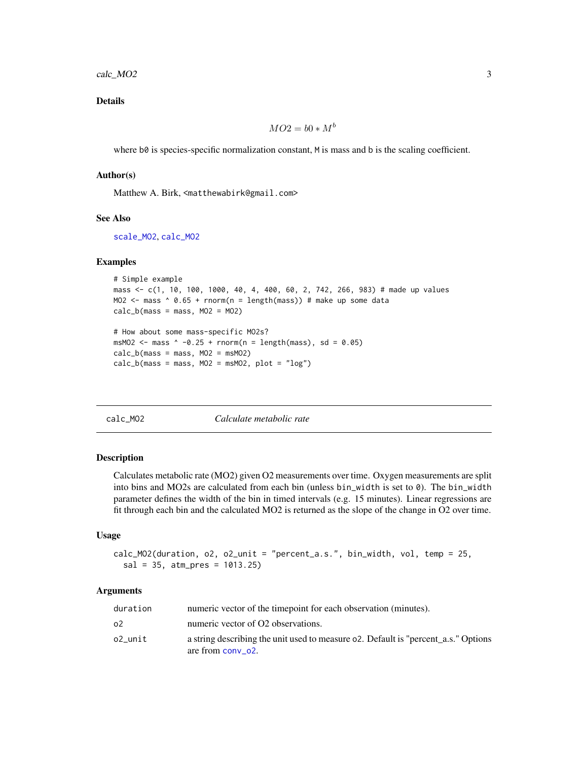### Details

$$MO2 = b0 * M^b$$

where b0 is species-specific normalization constant, M is mass and b is the scaling coefficient.

### Author(s)

Matthew A. Birk, <matthewabirk@gmail.com>

### See Also

scale_MO2, calc_MO2

### Examples

```
# Simple example
mass <- c(1, 10, 100, 1000, 40, 4, 400, 60, 2, 742, 266, 983) # made up values
MO2 <- mass ^ 0.65 + rnorm(n = length(mass)) # make up some data
calc_b(mass = mass, MO2 = MO2)

# How about some mass-specific MO2s?
msMO2 <- mass ^ -0.25 + rnorm(n = length(mass), sd = 0.05)
calc_b(mass = mass, MO2 = msMO2)
calc_b(mass = mass, MO2 = msMO2, plot = "log")
```

---

## calc_MO2 *Calculate metabolic rate*

### Description

Calculates metabolic rate (MO2) given O2 measurements over time. Oxygen measurements are split into bins and MO2s are calculated from each bin (unless bin_width is set to 0). The bin_width parameter defines the width of the bin in timed intervals (e.g. 15 minutes). Linear regressions are fit through each bin and the calculated MO2 is returned as the slope of the change in O2 over time.

### Usage

```
calc_MO2(duration, o2, o2_unit = "percent_a.s.", bin_width, vol, temp = 25,
  sal = 35, atm_pres = 1013.25)
```

### Arguments

| | |
|---|---|
| duration | numeric vector of the timepoint for each observation (minutes). |
| o2 | numeric vector of O2 observations. |
| o2_unit | a string describing the unit used to measure o2. Default is "percent_a.s." Options are from conv_o2. |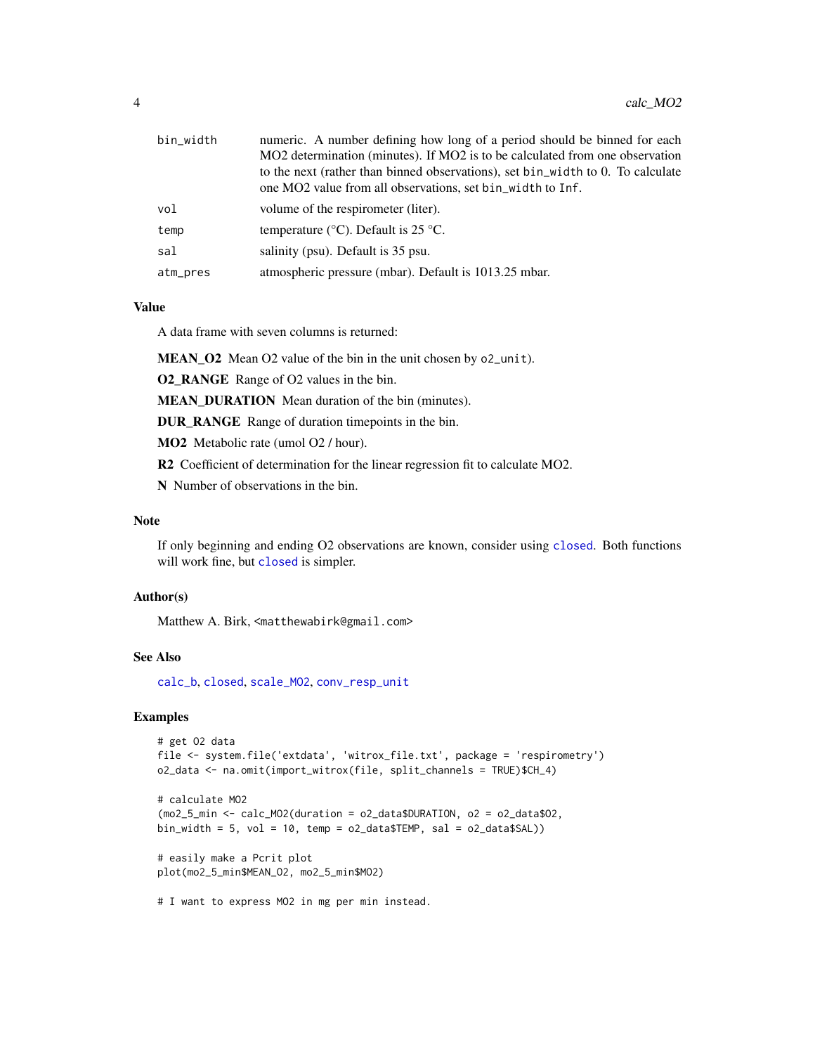| | |
|---|---|
| bin_width | numeric. A number defining how long of a period should be binned for each MO2 determination (minutes). If MO2 is to be calculated from one observation to the next (rather than binned observations), set `bin_width` to 0. To calculate one MO2 value from all observations, set `bin_width` to `Inf`. |
| vol | volume of the respirometer (liter). |
| temp | temperature (°C). Default is 25 °C. |
| sal | salinity (psu). Default is 35 psu. |
| atm_pres | atmospheric pressure (mbar). Default is 1013.25 mbar. |

## Value

A data frame with seven columns is returned:

**MEAN_O2** Mean O2 value of the bin in the unit chosen by `o2_unit`).

**O2_RANGE** Range of O2 values in the bin.

**MEAN_DURATION** Mean duration of the bin (minutes).

**DUR_RANGE** Range of duration timepoints in the bin.

**MO2** Metabolic rate (umol O2 / hour).

**R2** Coefficient of determination for the linear regression fit to calculate MO2.

**N** Number of observations in the bin.

## Note

If only beginning and ending O2 observations are known, consider using `closed`. Both functions will work fine, but `closed` is simpler.

## Author(s)

Matthew A. Birk, <matthewabirk@gmail.com>

## See Also

`calc_b`, `closed`, `scale_MO2`, `conv_resp_unit`

## Examples

```
# get O2 data
file <- system.file('extdata', 'witrox_file.txt', package = 'respirometry')
o2_data <- na.omit(import_witrox(file, split_channels = TRUE)$CH_4)

# calculate MO2
(mo2_5_min <- calc_MO2(duration = o2_data$DURATION, o2 = o2_data$O2,
bin_width = 5, vol = 10, temp = o2_data$TEMP, sal = o2_data$SAL))

# easily make a Pcrit plot
plot(mo2_5_min$MEAN_O2, mo2_5_min$MO2)

# I want to express MO2 in mg per min instead.
```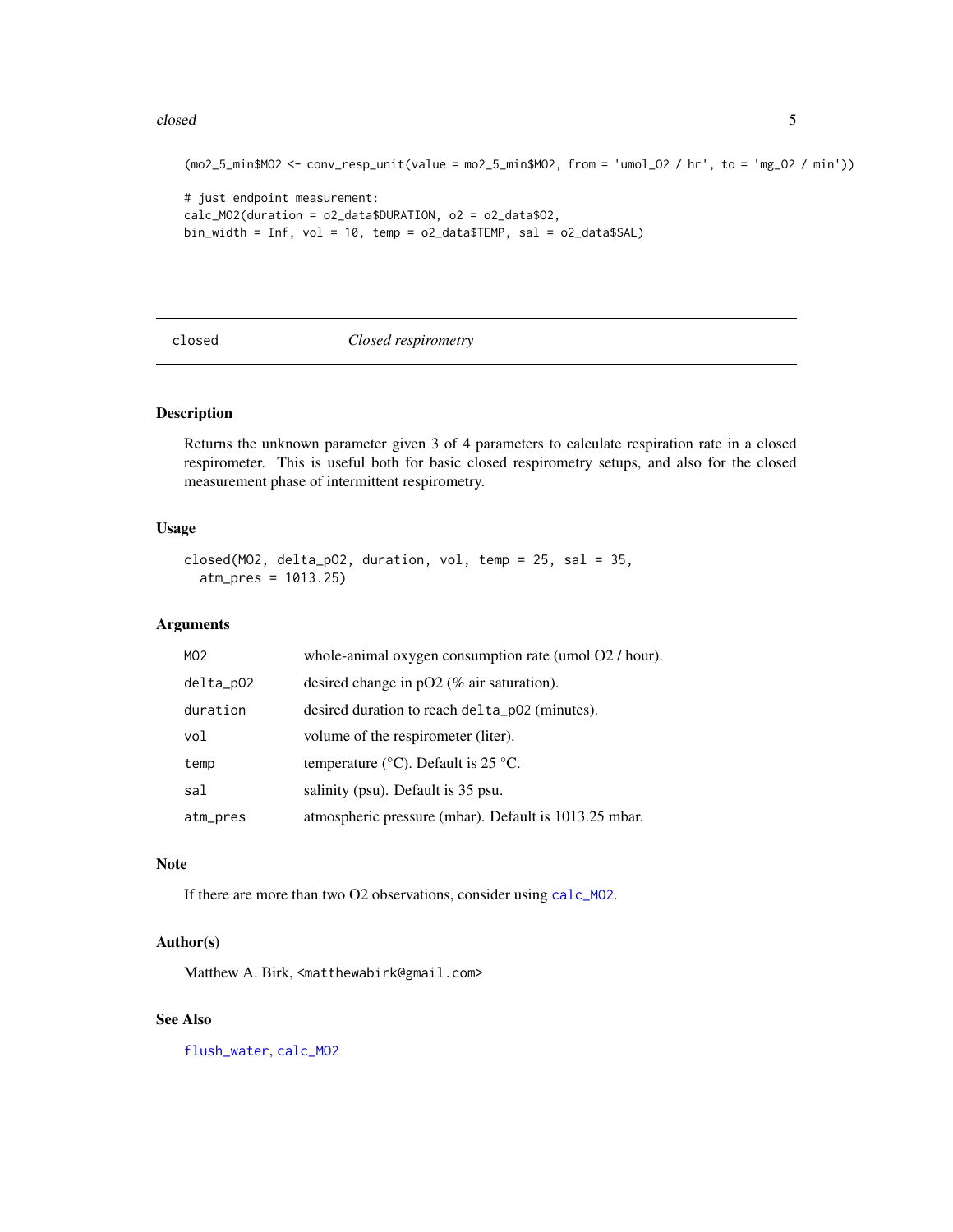```
(mo2_5_min$MO2 <- conv_resp_unit(value = mo2_5_min$MO2, from = 'umol_O2 / hr', to = 'mg_O2 / min'))

# just endpoint measurement:
calc_MO2(duration = o2_data$DURATION, o2 = o2_data$O2,
bin_width = Inf, vol = 10, temp = o2_data$TEMP, sal = o2_data$SAL)
```

---

## closed — *Closed respirometry*

### Description

Returns the unknown parameter given 3 of 4 parameters to calculate respiration rate in a closed respirometer. This is useful both for basic closed respirometry setups, and also for the closed measurement phase of intermittent respirometry.

### Usage

```
closed(MO2, delta_pO2, duration, vol, temp = 25, sal = 35,
  atm_pres = 1013.25)
```

### Arguments

| | |
|---|---|
| `MO2` | whole-animal oxygen consumption rate (umol O2 / hour). |
| `delta_pO2` | desired change in pO2 (% air saturation). |
| `duration` | desired duration to reach `delta_pO2` (minutes). |
| `vol` | volume of the respirometer (liter). |
| `temp` | temperature (°C). Default is 25 °C. |
| `sal` | salinity (psu). Default is 35 psu. |
| `atm_pres` | atmospheric pressure (mbar). Default is 1013.25 mbar. |

### Note

If there are more than two O2 observations, consider using `calc_MO2`.

### Author(s)

Matthew A. Birk, <matthewabirk@gmail.com>

### See Also

`flush_water`, `calc_MO2`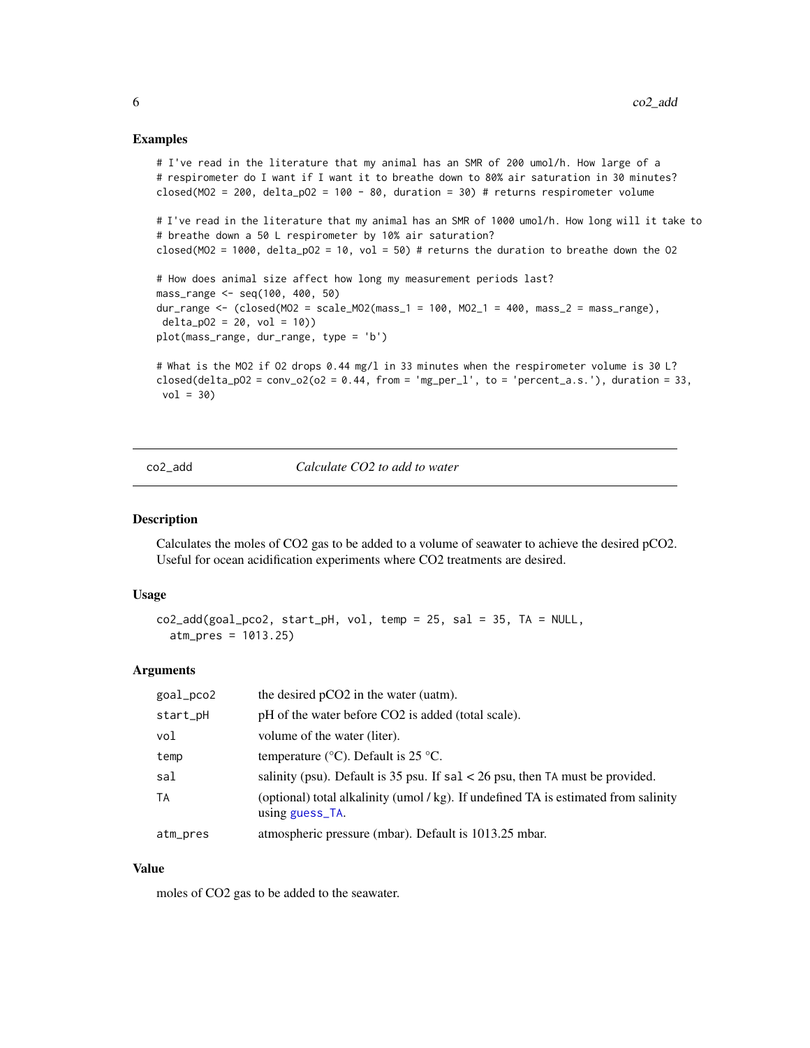## Examples

```
# I've read in the literature that my animal has an SMR of 200 umol/h. How large of a
# respirometer do I want if I want it to breathe down to 80% air saturation in 30 minutes?
closed(MO2 = 200, delta_pO2 = 100 - 80, duration = 30) # returns respirometer volume

# I've read in the literature that my animal has an SMR of 1000 umol/h. How long will it take to
# breathe down a 50 L respirometer by 10% air saturation?
closed(MO2 = 1000, delta_pO2 = 10, vol = 50) # returns the duration to breathe down the O2

# How does animal size affect how long my measurement periods last?
mass_range <- seq(100, 400, 50)
dur_range <- (closed(MO2 = scale_MO2(mass_1 = 100, MO2_1 = 400, mass_2 = mass_range),
 delta_pO2 = 20, vol = 10))
plot(mass_range, dur_range, type = 'b')

# What is the MO2 if O2 drops 0.44 mg/l in 33 minutes when the respirometer volume is 30 L?
closed(delta_pO2 = conv_o2(o2 = 0.44, from = 'mg_per_l', to = 'percent_a.s.'), duration = 33,
 vol = 30)
```

---

# co2_add — *Calculate CO2 to add to water*

## Description

Calculates the moles of CO2 gas to be added to a volume of seawater to achieve the desired pCO2. Useful for ocean acidification experiments where CO2 treatments are desired.

## Usage

```
co2_add(goal_pco2, start_pH, vol, temp = 25, sal = 35, TA = NULL,
  atm_pres = 1013.25)
```

## Arguments

| | |
|---|---|
| goal_pco2 | the desired pCO2 in the water (uatm). |
| start_pH | pH of the water before CO2 is added (total scale). |
| vol | volume of the water (liter). |
| temp | temperature (°C). Default is 25 °C. |
| sal | salinity (psu). Default is 35 psu. If sal < 26 psu, then TA must be provided. |
| TA | (optional) total alkalinity (umol / kg). If undefined TA is estimated from salinity using guess_TA. |
| atm_pres | atmospheric pressure (mbar). Default is 1013.25 mbar. |

## Value

moles of CO2 gas to be added to the seawater.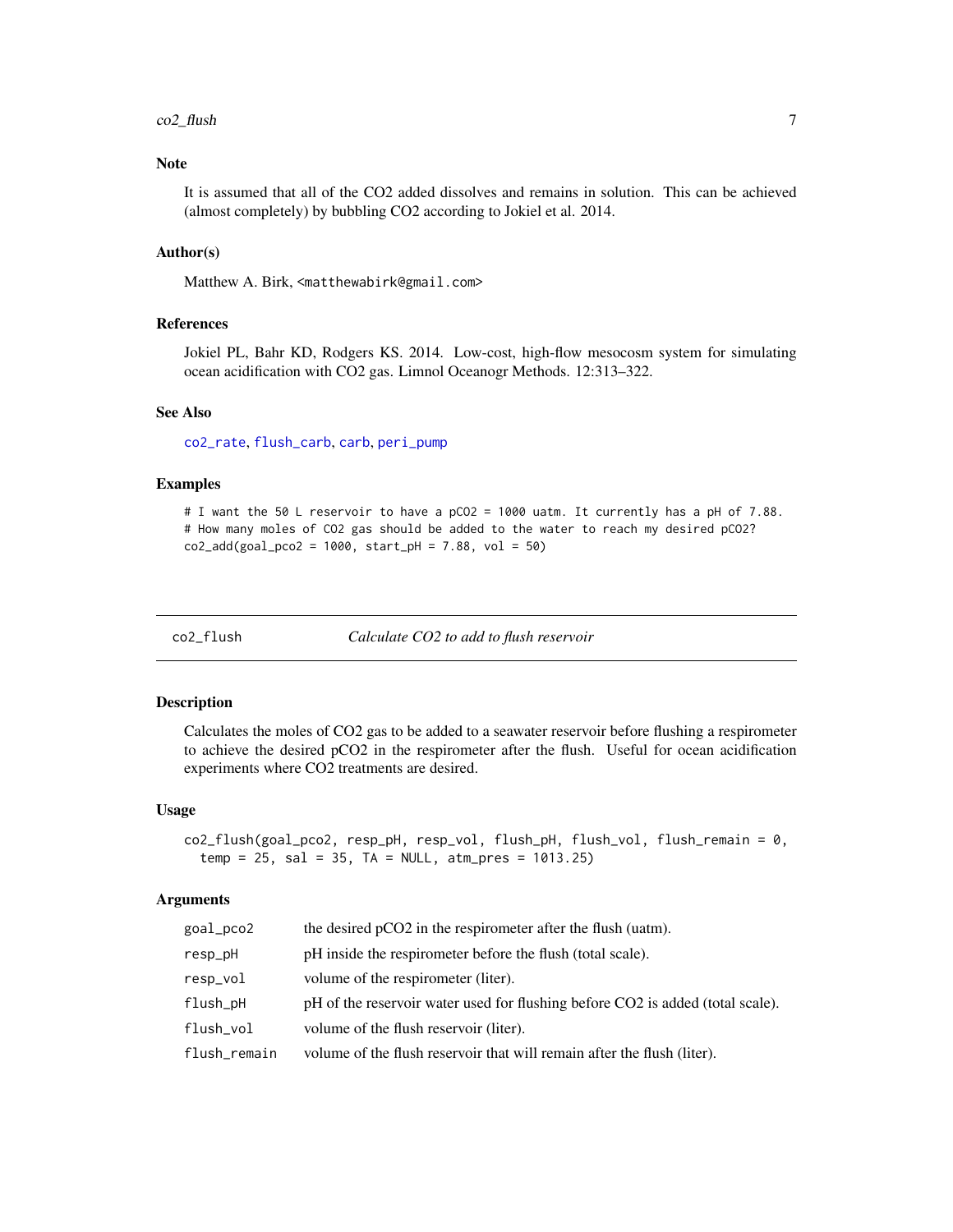### Note

It is assumed that all of the CO2 added dissolves and remains in solution. This can be achieved (almost completely) by bubbling CO2 according to Jokiel et al. 2014.

### Author(s)

Matthew A. Birk, <matthewabirk@gmail.com>

### References

Jokiel PL, Bahr KD, Rodgers KS. 2014. Low-cost, high-flow mesocosm system for simulating ocean acidification with CO2 gas. Limnol Oceanogr Methods. 12:313–322.

### See Also

co2_rate, flush_carb, carb, peri_pump

### Examples

```
# I want the 50 L reservoir to have a pCO2 = 1000 uatm. It currently has a pH of 7.88.
# How many moles of CO2 gas should be added to the water to reach my desired pCO2?
co2_add(goal_pco2 = 1000, start_pH = 7.88, vol = 50)
```

---

## co2_flush — *Calculate CO2 to add to flush reservoir*

### Description

Calculates the moles of CO2 gas to be added to a seawater reservoir before flushing a respirometer to achieve the desired pCO2 in the respirometer after the flush. Useful for ocean acidification experiments where CO2 treatments are desired.

### Usage

```
co2_flush(goal_pco2, resp_pH, resp_vol, flush_pH, flush_vol, flush_remain = 0,
  temp = 25, sal = 35, TA = NULL, atm_pres = 1013.25)
```

### Arguments

| | |
|---|---|
| goal_pco2 | the desired pCO2 in the respirometer after the flush (uatm). |
| resp_pH | pH inside the respirometer before the flush (total scale). |
| resp_vol | volume of the respirometer (liter). |
| flush_pH | pH of the reservoir water used for flushing before CO2 is added (total scale). |
| flush_vol | volume of the flush reservoir (liter). |
| flush_remain | volume of the flush reservoir that will remain after the flush (liter). |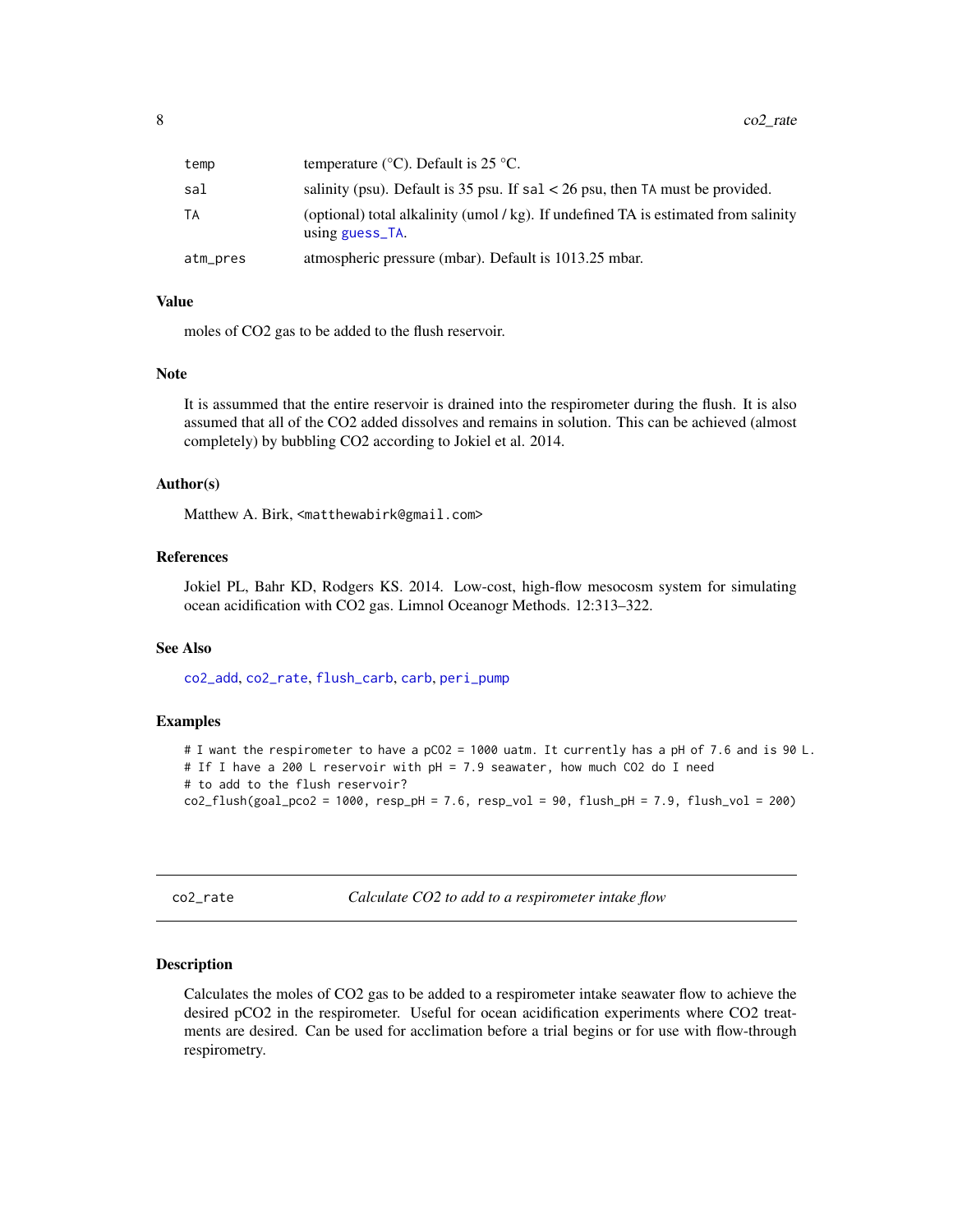| | |
|---|---|
| temp | temperature (°C). Default is 25 °C. |
| sal | salinity (psu). Default is 35 psu. If sal < 26 psu, then TA must be provided. |
| TA | (optional) total alkalinity (umol / kg). If undefined TA is estimated from salinity using guess_TA. |
| atm_pres | atmospheric pressure (mbar). Default is 1013.25 mbar. |

### Value

moles of CO2 gas to be added to the flush reservoir.

### Note

It is assummed that the entire reservoir is drained into the respirometer during the flush. It is also assumed that all of the CO2 added dissolves and remains in solution. This can be achieved (almost completely) by bubbling CO2 according to Jokiel et al. 2014.

### Author(s)

Matthew A. Birk, <matthewabirk@gmail.com>

### References

Jokiel PL, Bahr KD, Rodgers KS. 2014. Low-cost, high-flow mesocosm system for simulating ocean acidification with CO2 gas. Limnol Oceanogr Methods. 12:313–322.

### See Also

co2_add, co2_rate, flush_carb, carb, peri_pump

### Examples

```
# I want the respirometer to have a pCO2 = 1000 uatm. It currently has a pH of 7.6 and is 90 L.
# If I have a 200 L reservoir with pH = 7.9 seawater, how much CO2 do I need
# to add to the flush reservoir?
co2_flush(goal_pco2 = 1000, resp_pH = 7.6, resp_vol = 90, flush_pH = 7.9, flush_vol = 200)
```

---

## co2_rate — *Calculate CO2 to add to a respirometer intake flow*

### Description

Calculates the moles of CO2 gas to be added to a respirometer intake seawater flow to achieve the desired pCO2 in the respirometer. Useful for ocean acidification experiments where CO2 treatments are desired. Can be used for acclimation before a trial begins or for use with flow-through respirometry.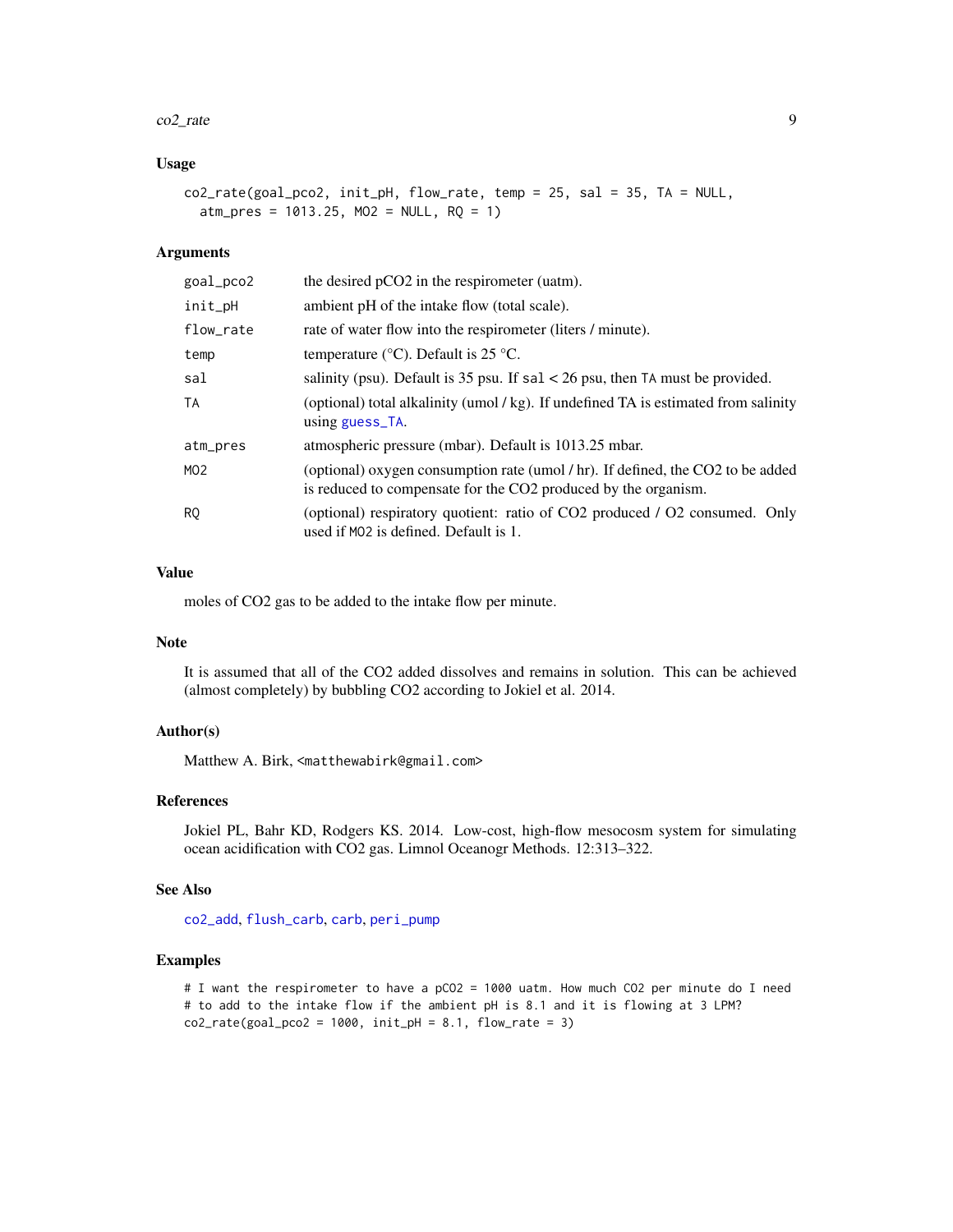## Usage

```
co2_rate(goal_pco2, init_pH, flow_rate, temp = 25, sal = 35, TA = NULL,
  atm_pres = 1013.25, MO2 = NULL, RQ = 1)
```

## Arguments

| Argument | Description |
| --- | --- |
| goal_pco2 | the desired pCO2 in the respirometer (uatm). |
| init_pH | ambient pH of the intake flow (total scale). |
| flow_rate | rate of water flow into the respirometer (liters / minute). |
| temp | temperature (°C). Default is 25 °C. |
| sal | salinity (psu). Default is 35 psu. If sal < 26 psu, then TA must be provided. |
| TA | (optional) total alkalinity (umol / kg). If undefined TA is estimated from salinity using guess_TA. |
| atm_pres | atmospheric pressure (mbar). Default is 1013.25 mbar. |
| MO2 | (optional) oxygen consumption rate (umol / hr). If defined, the CO2 to be added is reduced to compensate for the CO2 produced by the organism. |
| RQ | (optional) respiratory quotient: ratio of CO2 produced / O2 consumed. Only used if MO2 is defined. Default is 1. |

## Value

moles of CO2 gas to be added to the intake flow per minute.

## Note

It is assumed that all of the CO2 added dissolves and remains in solution. This can be achieved (almost completely) by bubbling CO2 according to Jokiel et al. 2014.

## Author(s)

Matthew A. Birk, <matthewabirk@gmail.com>

## References

Jokiel PL, Bahr KD, Rodgers KS. 2014. Low-cost, high-flow mesocosm system for simulating ocean acidification with CO2 gas. Limnol Oceanogr Methods. 12:313–322.

## See Also

co2_add, flush_carb, carb, peri_pump

## Examples

```
# I want the respirometer to have a pCO2 = 1000 uatm. How much CO2 per minute do I need
# to add to the intake flow if the ambient pH is 8.1 and it is flowing at 3 LPM?
co2_rate(goal_pco2 = 1000, init_pH = 8.1, flow_rate = 3)
```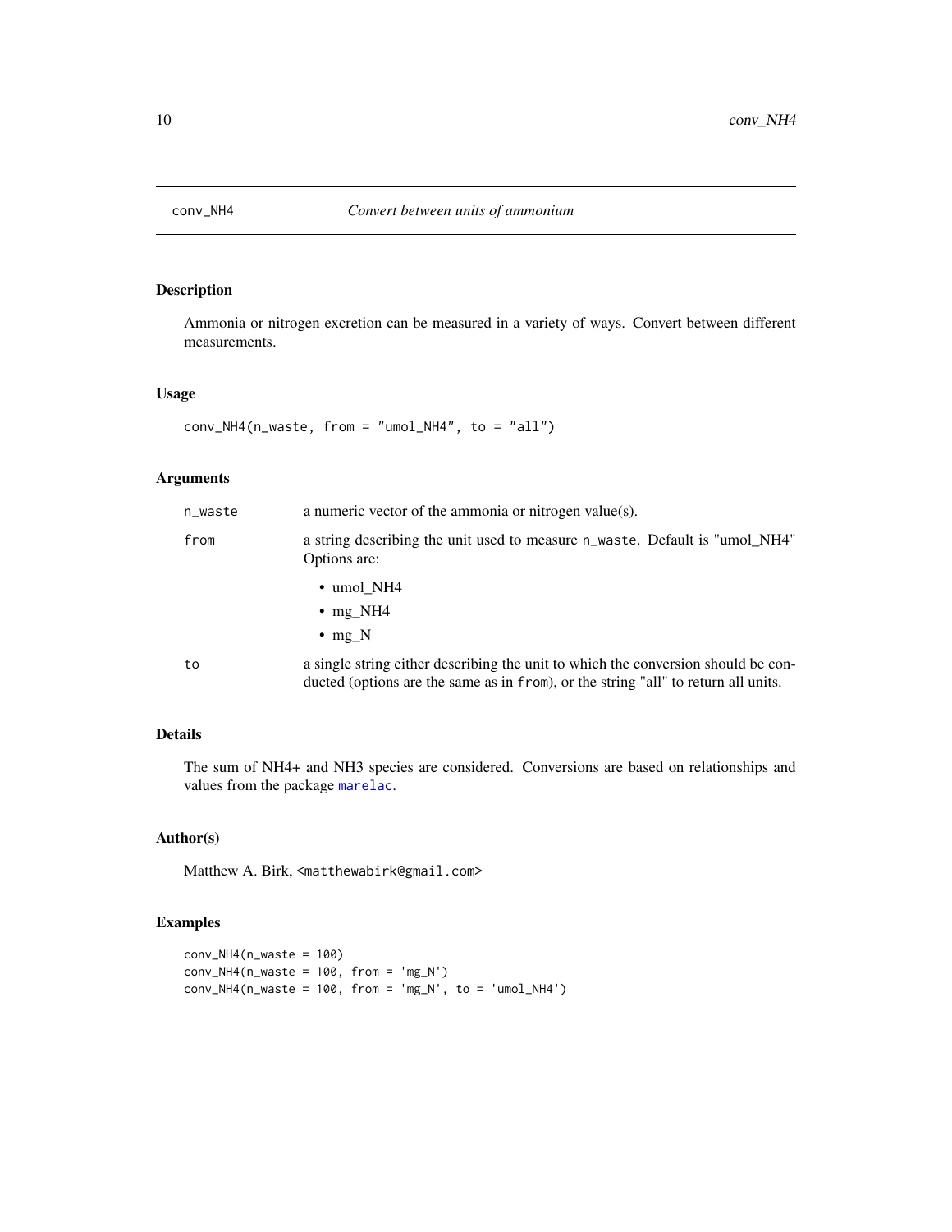# conv_NH4 — *Convert between units of ammonium*

## Description

Ammonia or nitrogen excretion can be measured in a variety of ways. Convert between different measurements.

## Usage

```
conv_NH4(n_waste, from = "umol_NH4", to = "all")
```

## Arguments

| | |
|---|---|
| n_waste | a numeric vector of the ammonia or nitrogen value(s). |
| from | a string describing the unit used to measure n_waste. Default is "umol_NH4" Options are: <br>• umol_NH4 <br>• mg_NH4 <br>• mg_N |
| to | a single string either describing the unit to which the conversion should be conducted (options are the same as in from), or the string "all" to return all units. |

## Details

The sum of NH4+ and NH3 species are considered. Conversions are based on relationships and values from the package marelac.

## Author(s)

Matthew A. Birk, <matthewabirk@gmail.com>

## Examples

```
conv_NH4(n_waste = 100)
conv_NH4(n_waste = 100, from = 'mg_N')
conv_NH4(n_waste = 100, from = 'mg_N', to = 'umol_NH4')
```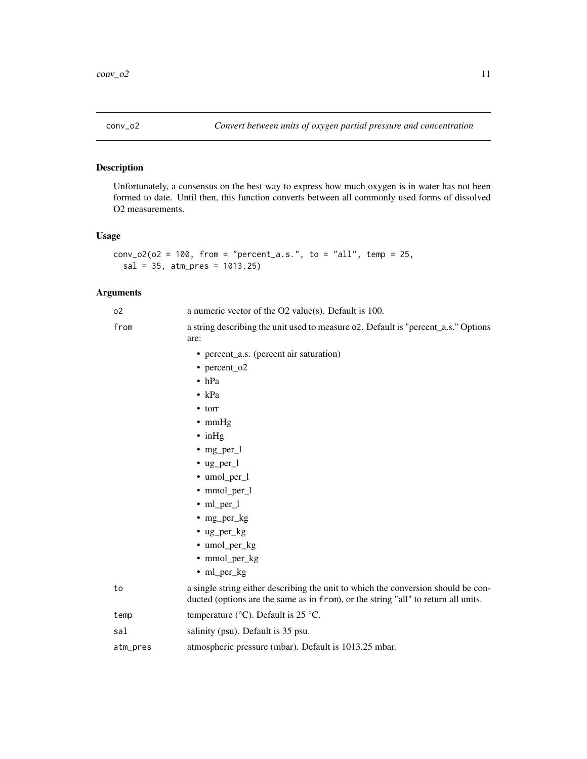# conv_o2 — *Convert between units of oxygen partial pressure and concentration*

## Description

Unfortunately, a consensus on the best way to express how much oxygen is in water has not been formed to date. Until then, this function converts between all commonly used forms of dissolved O2 measurements.

## Usage

```
conv_o2(o2 = 100, from = "percent_a.s.", to = "all", temp = 25,
  sal = 35, atm_pres = 1013.25)
```

## Arguments

| | |
|---|---|
| o2 | a numeric vector of the O2 value(s). Default is 100. |
| from | a string describing the unit used to measure o2. Default is "percent_a.s." Options are: <br>• percent_a.s. (percent air saturation)<br>• percent_o2<br>• hPa<br>• kPa<br>• torr<br>• mmHg<br>• inHg<br>• mg_per_l<br>• ug_per_l<br>• umol_per_l<br>• mmol_per_l<br>• ml_per_l<br>• mg_per_kg<br>• ug_per_kg<br>• umol_per_kg<br>• mmol_per_kg<br>• ml_per_kg |
| to | a single string either describing the unit to which the conversion should be conducted (options are the same as in from), or the string "all" to return all units. |
| temp | temperature (°C). Default is 25 °C. |
| sal | salinity (psu). Default is 35 psu. |
| atm_pres | atmospheric pressure (mbar). Default is 1013.25 mbar. |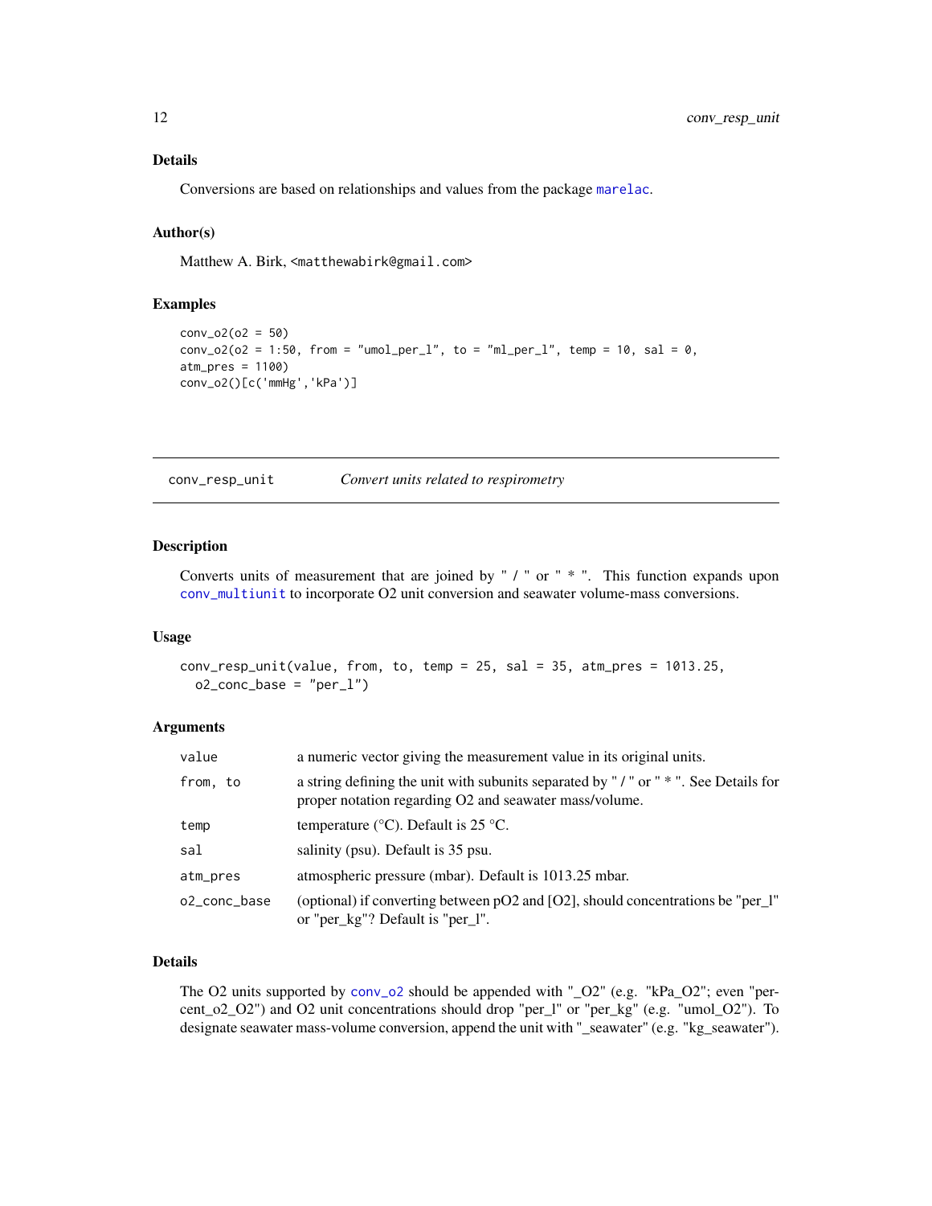### Details

Conversions are based on relationships and values from the package marelac.

### Author(s)

Matthew A. Birk, <matthewabirk@gmail.com>

### Examples

```
conv_o2(o2 = 50)
conv_o2(o2 = 1:50, from = "umol_per_l", to = "ml_per_l", temp = 10, sal = 0,
atm_pres = 1100)
conv_o2()[c('mmHg','kPa')]
```

---

## conv_resp_unit *Convert units related to respirometry*

### Description

Converts units of measurement that are joined by " / " or " * ". This function expands upon conv_multiunit to incorporate O2 unit conversion and seawater volume-mass conversions.

### Usage

```
conv_resp_unit(value, from, to, temp = 25, sal = 35, atm_pres = 1013.25,
  o2_conc_base = "per_l")
```

### Arguments

| | |
|---|---|
| value | a numeric vector giving the measurement value in its original units. |
| from, to | a string defining the unit with subunits separated by " / " or " * ". See Details for proper notation regarding O2 and seawater mass/volume. |
| temp | temperature (°C). Default is 25 °C. |
| sal | salinity (psu). Default is 35 psu. |
| atm_pres | atmospheric pressure (mbar). Default is 1013.25 mbar. |
| o2_conc_base | (optional) if converting between pO2 and [O2], should concentrations be "per_l" or "per_kg"? Default is "per_l". |

### Details

The O2 units supported by conv_o2 should be appended with "_O2" (e.g. "kPa_O2"; even "percent_o2_O2") and O2 unit concentrations should drop "per_l" or "per_kg" (e.g. "umol_O2"). To designate seawater mass-volume conversion, append the unit with "_seawater" (e.g. "kg_seawater").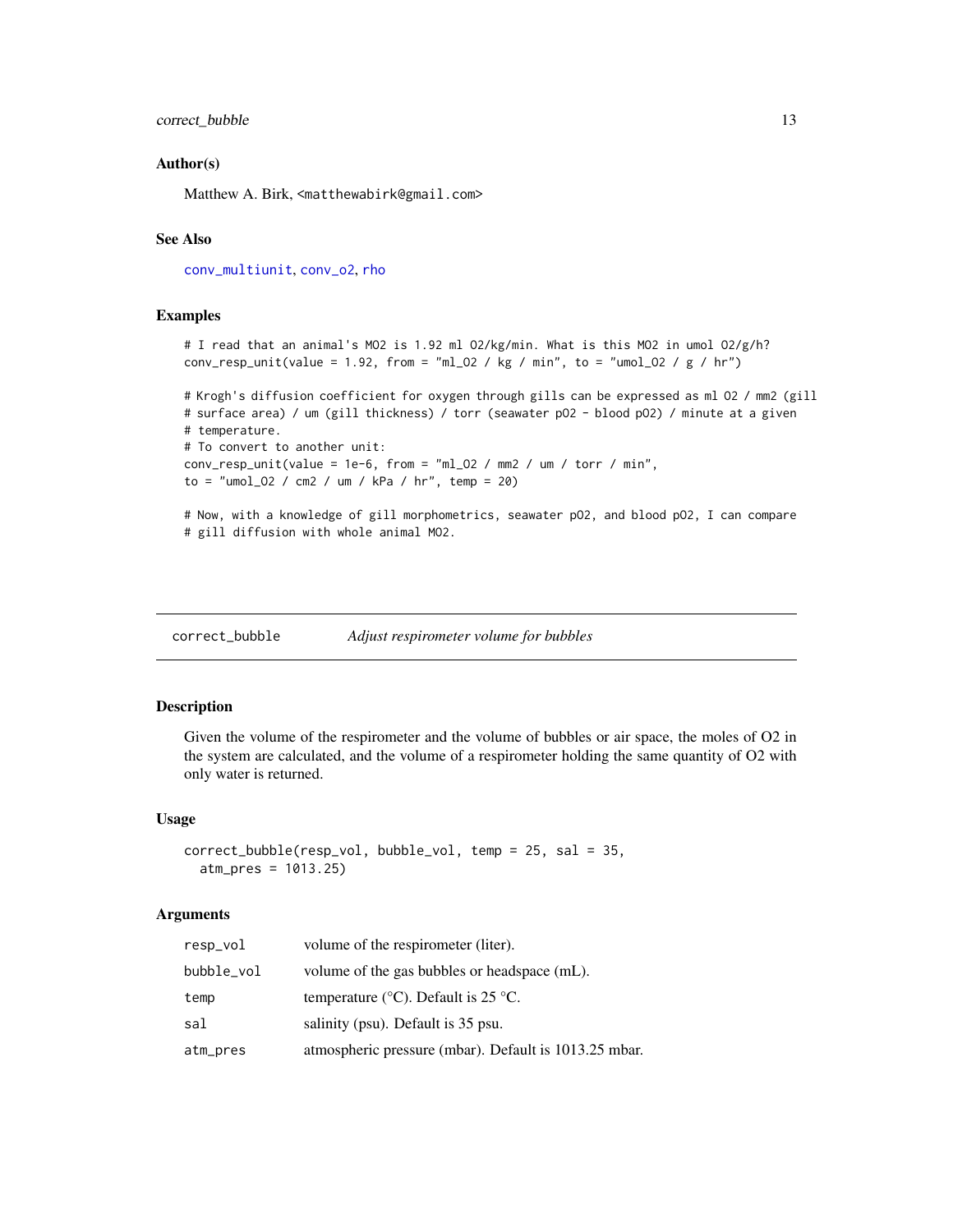### Author(s)

Matthew A. Birk, <matthewabirk@gmail.com>

### See Also

conv_multiunit, conv_o2, rho

### Examples

```
# I read that an animal's MO2 is 1.92 ml O2/kg/min. What is this MO2 in umol O2/g/h?
conv_resp_unit(value = 1.92, from = "ml_O2 / kg / min", to = "umol_O2 / g / hr")

# Krogh's diffusion coefficient for oxygen through gills can be expressed as ml O2 / mm2 (gill
# surface area) / um (gill thickness) / torr (seawater pO2 - blood pO2) / minute at a given
# temperature.
# To convert to another unit:
conv_resp_unit(value = 1e-6, from = "ml_O2 / mm2 / um / torr / min",
to = "umol_O2 / cm2 / um / kPa / hr", temp = 20)

# Now, with a knowledge of gill morphometrics, seawater pO2, and blood pO2, I can compare
# gill diffusion with whole animal MO2.
```

---

## correct_bubble    *Adjust respirometer volume for bubbles*

### Description

Given the volume of the respirometer and the volume of bubbles or air space, the moles of O2 in the system are calculated, and the volume of a respirometer holding the same quantity of O2 with only water is returned.

### Usage

```
correct_bubble(resp_vol, bubble_vol, temp = 25, sal = 35,
  atm_pres = 1013.25)
```

### Arguments

| | |
|---|---|
| resp_vol | volume of the respirometer (liter). |
| bubble_vol | volume of the gas bubbles or headspace (mL). |
| temp | temperature (°C). Default is 25 °C. |
| sal | salinity (psu). Default is 35 psu. |
| atm_pres | atmospheric pressure (mbar). Default is 1013.25 mbar. |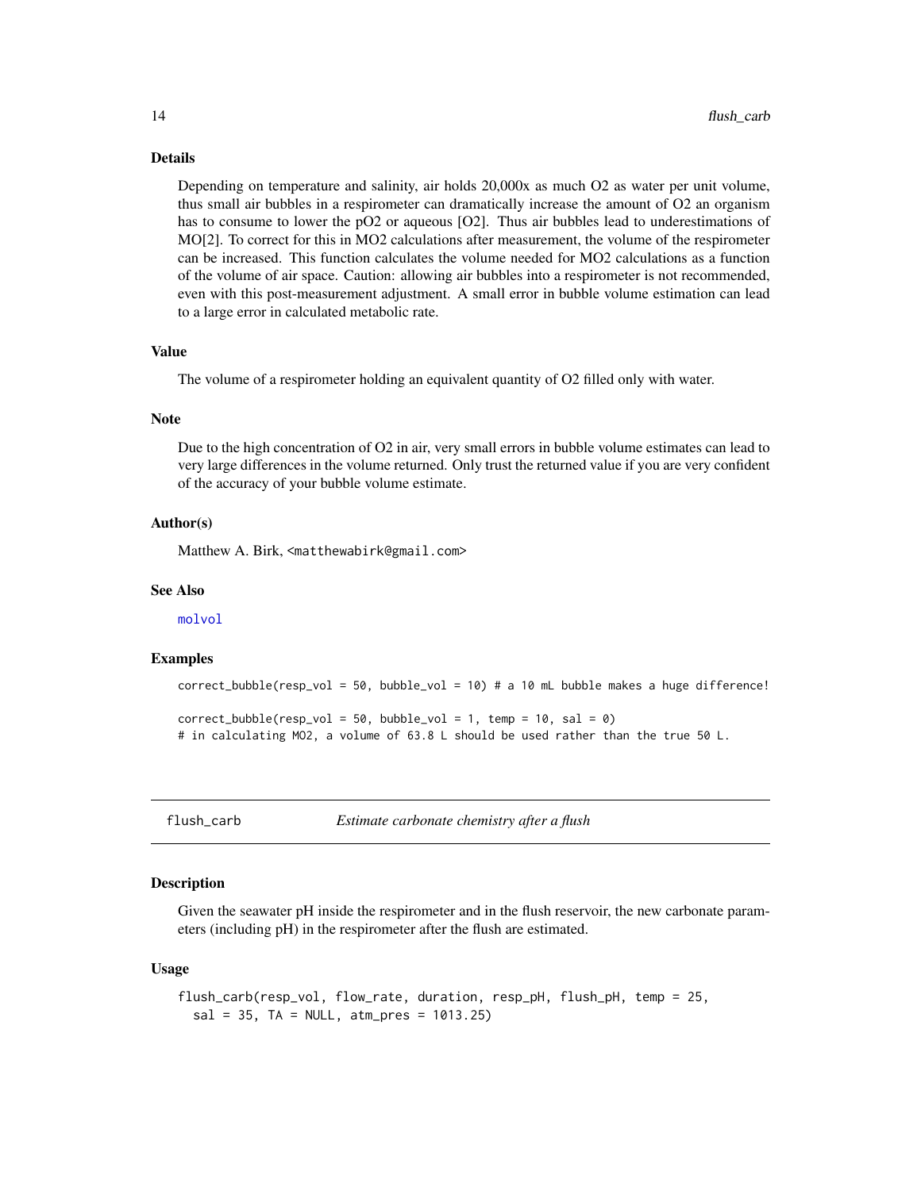### Details

Depending on temperature and salinity, air holds 20,000x as much O2 as water per unit volume, thus small air bubbles in a respirometer can dramatically increase the amount of O2 an organism has to consume to lower the pO2 or aqueous [O2]. Thus air bubbles lead to underestimations of MO[2]. To correct for this in MO2 calculations after measurement, the volume of the respirometer can be increased. This function calculates the volume needed for MO2 calculations as a function of the volume of air space. Caution: allowing air bubbles into a respirometer is not recommended, even with this post-measurement adjustment. A small error in bubble volume estimation can lead to a large error in calculated metabolic rate.

### Value

The volume of a respirometer holding an equivalent quantity of O2 filled only with water.

### Note

Due to the high concentration of O2 in air, very small errors in bubble volume estimates can lead to very large differences in the volume returned. Only trust the returned value if you are very confident of the accuracy of your bubble volume estimate.

### Author(s)

Matthew A. Birk, <matthewabirk@gmail.com>

### See Also

molvol

### Examples

```
correct_bubble(resp_vol = 50, bubble_vol = 10) # a 10 mL bubble makes a huge difference!

correct_bubble(resp_vol = 50, bubble_vol = 1, temp = 10, sal = 0)
# in calculating MO2, a volume of 63.8 L should be used rather than the true 50 L.
```

---

## flush_carb — *Estimate carbonate chemistry after a flush*

### Description

Given the seawater pH inside the respirometer and in the flush reservoir, the new carbonate parameters (including pH) in the respirometer after the flush are estimated.

### Usage

```
flush_carb(resp_vol, flow_rate, duration, resp_pH, flush_pH, temp = 25,
  sal = 35, TA = NULL, atm_pres = 1013.25)
```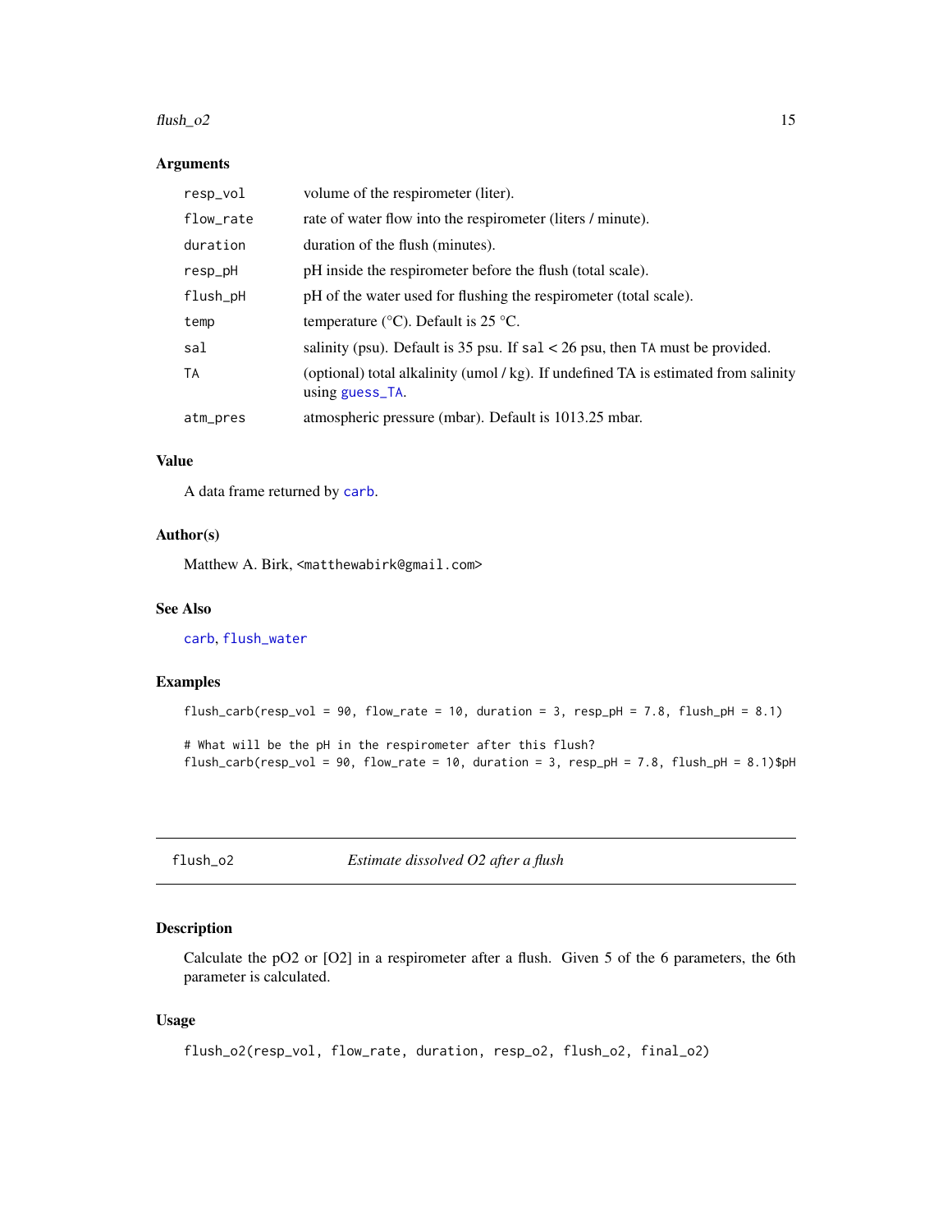### Arguments

| | |
|---|---|
| `resp_vol` | volume of the respirometer (liter). |
| `flow_rate` | rate of water flow into the respirometer (liters / minute). |
| `duration` | duration of the flush (minutes). |
| `resp_pH` | pH inside the respirometer before the flush (total scale). |
| `flush_pH` | pH of the water used for flushing the respirometer (total scale). |
| `temp` | temperature (°C). Default is 25 °C. |
| `sal` | salinity (psu). Default is 35 psu. If `sal` < 26 psu, then `TA` must be provided. |
| `TA` | (optional) total alkalinity (umol / kg). If undefined TA is estimated from salinity using `guess_TA`. |
| `atm_pres` | atmospheric pressure (mbar). Default is 1013.25 mbar. |

### Value

A data frame returned by `carb`.

### Author(s)

Matthew A. Birk, <matthewabirk@gmail.com>

### See Also

`carb`, `flush_water`

### Examples

```
flush_carb(resp_vol = 90, flow_rate = 10, duration = 3, resp_pH = 7.8, flush_pH = 8.1)

# What will be the pH in the respirometer after this flush?
flush_carb(resp_vol = 90, flow_rate = 10, duration = 3, resp_pH = 7.8, flush_pH = 8.1)$pH
```

---

## flush_o2 — *Estimate dissolved O2 after a flush*

### Description

Calculate the pO2 or [O2] in a respirometer after a flush. Given 5 of the 6 parameters, the 6th parameter is calculated.

### Usage

```
flush_o2(resp_vol, flow_rate, duration, resp_o2, flush_o2, final_o2)
```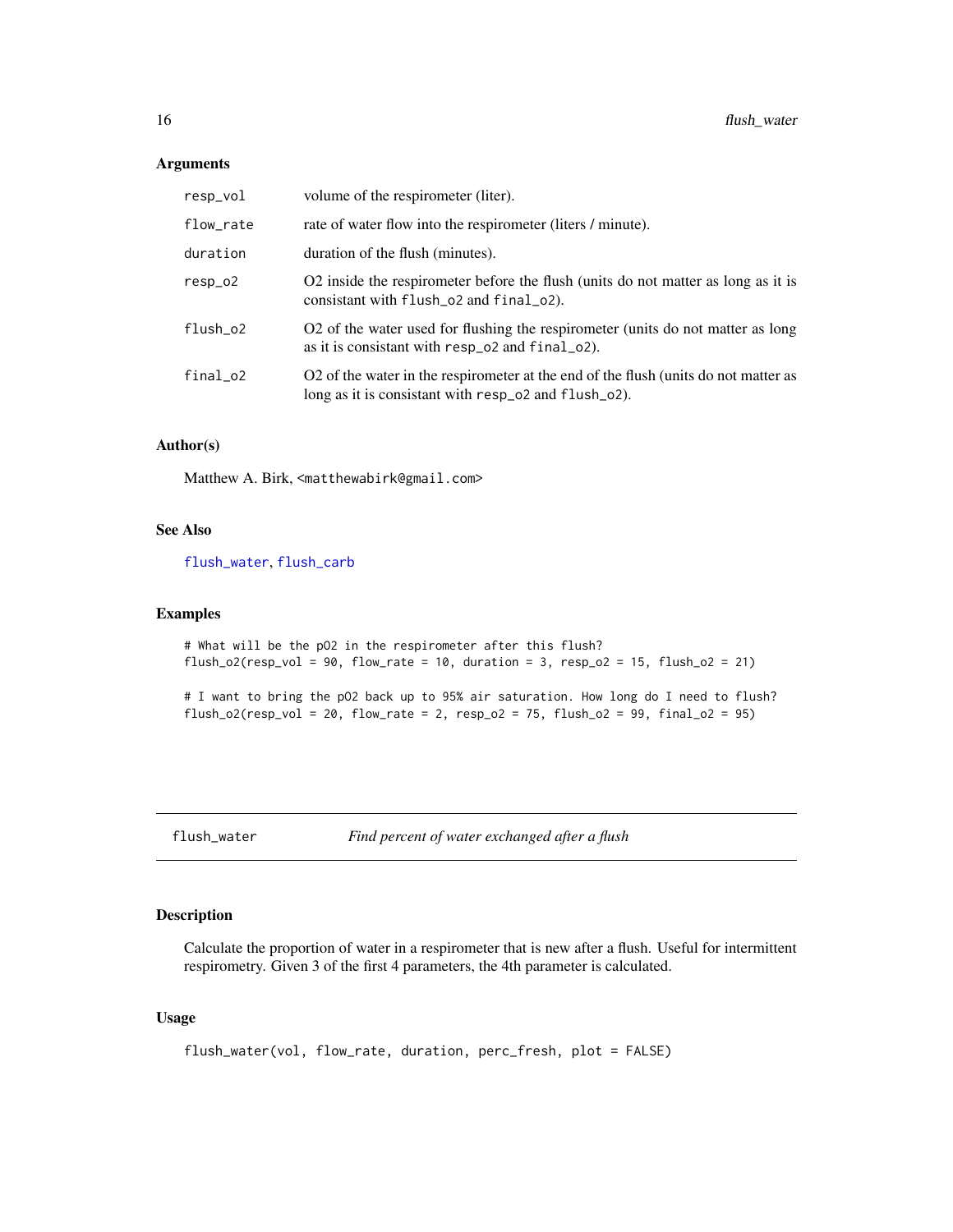### Arguments

| | |
|---|---|
| `resp_vol` | volume of the respirometer (liter). |
| `flow_rate` | rate of water flow into the respirometer (liters / minute). |
| `duration` | duration of the flush (minutes). |
| `resp_o2` | O2 inside the respirometer before the flush (units do not matter as long as it is consistant with `flush_o2` and `final_o2`). |
| `flush_o2` | O2 of the water used for flushing the respirometer (units do not matter as long as it is consistant with `resp_o2` and `final_o2`). |
| `final_o2` | O2 of the water in the respirometer at the end of the flush (units do not matter as long as it is consistant with `resp_o2` and `flush_o2`). |

### Author(s)

Matthew A. Birk, <matthewabirk@gmail.com>

### See Also

`flush_water`, `flush_carb`

### Examples

```
# What will be the pO2 in the respirometer after this flush?
flush_o2(resp_vol = 90, flow_rate = 10, duration = 3, resp_o2 = 15, flush_o2 = 21)

# I want to bring the pO2 back up to 95% air saturation. How long do I need to flush?
flush_o2(resp_vol = 20, flow_rate = 2, resp_o2 = 75, flush_o2 = 99, final_o2 = 95)
```

---

## flush_water — *Find percent of water exchanged after a flush*

### Description

Calculate the proportion of water in a respirometer that is new after a flush. Useful for intermittent respirometry. Given 3 of the first 4 parameters, the 4th parameter is calculated.

### Usage

```
flush_water(vol, flow_rate, duration, perc_fresh, plot = FALSE)
```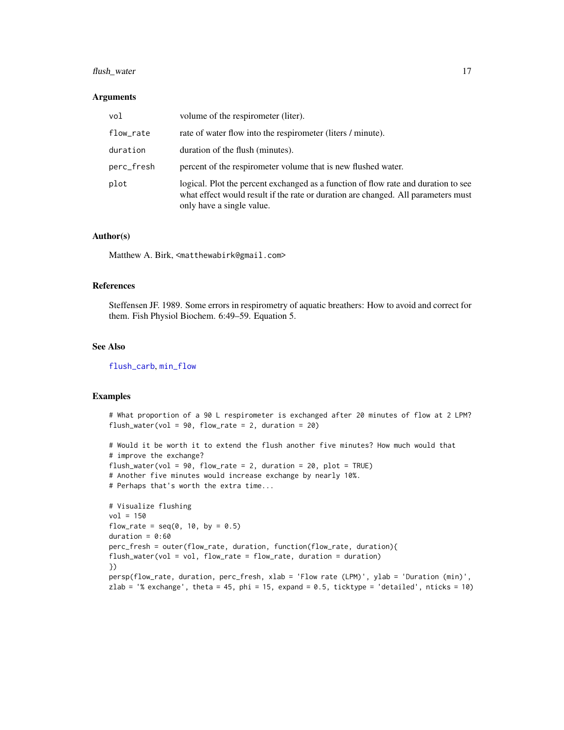### Arguments

| | |
|---|---|
| `vol` | volume of the respirometer (liter). |
| `flow_rate` | rate of water flow into the respirometer (liters / minute). |
| `duration` | duration of the flush (minutes). |
| `perc_fresh` | percent of the respirometer volume that is new flushed water. |
| `plot` | logical. Plot the percent exchanged as a function of flow rate and duration to see what effect would result if the rate or duration are changed. All parameters must only have a single value. |

### Author(s)

Matthew A. Birk, <matthewabirk@gmail.com>

### References

Steffensen JF. 1989. Some errors in respirometry of aquatic breathers: How to avoid and correct for them. Fish Physiol Biochem. 6:49–59. Equation 5.

### See Also

flush_carb, min_flow

### Examples

```
# What proportion of a 90 L respirometer is exchanged after 20 minutes of flow at 2 LPM?
flush_water(vol = 90, flow_rate = 2, duration = 20)

# Would it be worth it to extend the flush another five minutes? How much would that
# improve the exchange?
flush_water(vol = 90, flow_rate = 2, duration = 20, plot = TRUE)
# Another five minutes would increase exchange by nearly 10%.
# Perhaps that's worth the extra time...

# Visualize flushing
vol = 150
flow_rate = seq(0, 10, by = 0.5)
duration = 0:60
perc_fresh = outer(flow_rate, duration, function(flow_rate, duration){
flush_water(vol = vol, flow_rate = flow_rate, duration = duration)
})
persp(flow_rate, duration, perc_fresh, xlab = 'Flow rate (LPM)', ylab = 'Duration (min)',
zlab = '% exchange', theta = 45, phi = 15, expand = 0.5, ticktype = 'detailed', nticks = 10)
```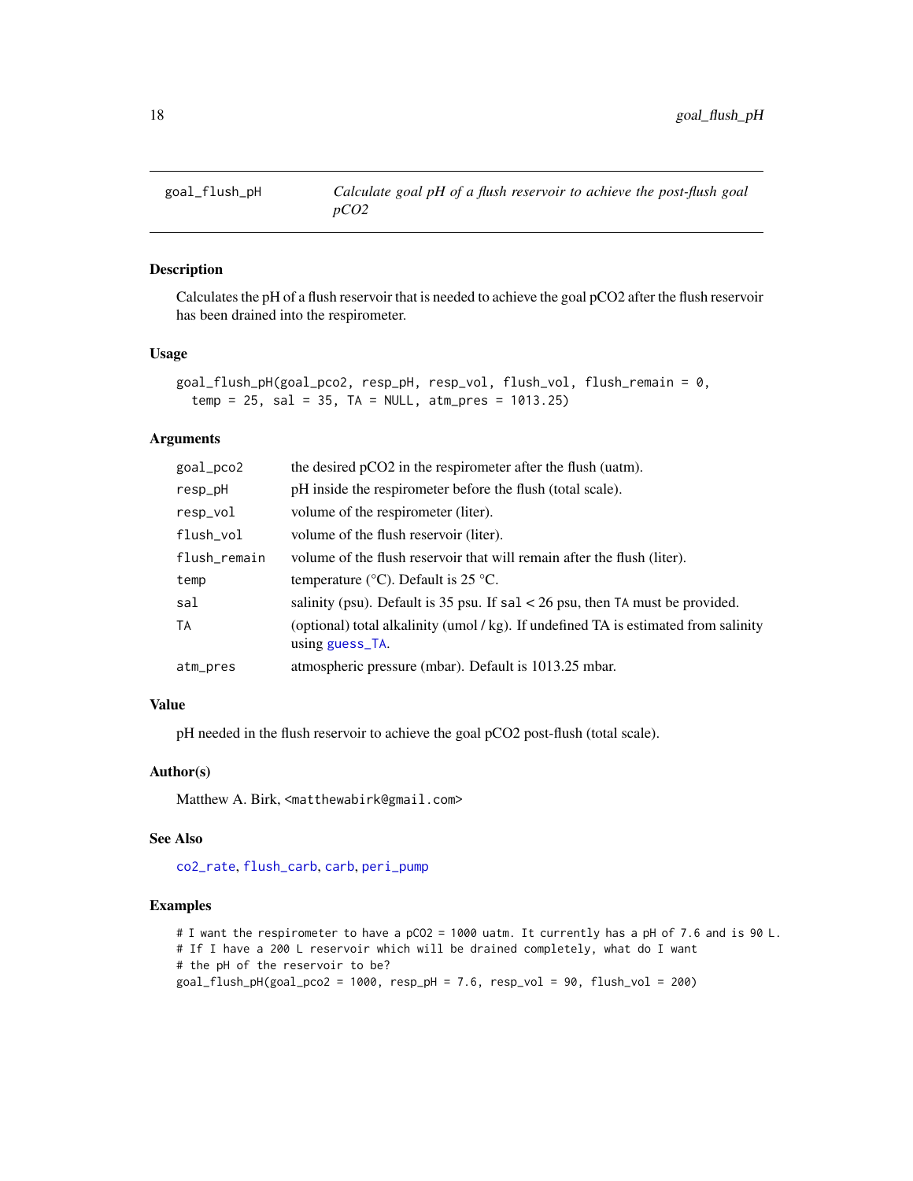# goal_flush_pH

*Calculate goal pH of a flush reservoir to achieve the post-flush goal pCO2*

## Description

Calculates the pH of a flush reservoir that is needed to achieve the goal pCO2 after the flush reservoir has been drained into the respirometer.

## Usage

```
goal_flush_pH(goal_pco2, resp_pH, resp_vol, flush_vol, flush_remain = 0,
  temp = 25, sal = 35, TA = NULL, atm_pres = 1013.25)
```

## Arguments

| | |
|---|---|
| `goal_pco2` | the desired pCO2 in the respirometer after the flush (uatm). |
| `resp_pH` | pH inside the respirometer before the flush (total scale). |
| `resp_vol` | volume of the respirometer (liter). |
| `flush_vol` | volume of the flush reservoir (liter). |
| `flush_remain` | volume of the flush reservoir that will remain after the flush (liter). |
| `temp` | temperature (°C). Default is 25 °C. |
| `sal` | salinity (psu). Default is 35 psu. If `sal` < 26 psu, then `TA` must be provided. |
| `TA` | (optional) total alkalinity (umol / kg). If undefined TA is estimated from salinity using `guess_TA`. |
| `atm_pres` | atmospheric pressure (mbar). Default is 1013.25 mbar. |

## Value

pH needed in the flush reservoir to achieve the goal pCO2 post-flush (total scale).

## Author(s)

Matthew A. Birk, <matthewabirk@gmail.com>

## See Also

`co2_rate`, `flush_carb`, `carb`, `peri_pump`

## Examples

```
# I want the respirometer to have a pCO2 = 1000 uatm. It currently has a pH of 7.6 and is 90 L.
# If I have a 200 L reservoir which will be drained completely, what do I want
# the pH of the reservoir to be?
goal_flush_pH(goal_pco2 = 1000, resp_pH = 7.6, resp_vol = 90, flush_vol = 200)
```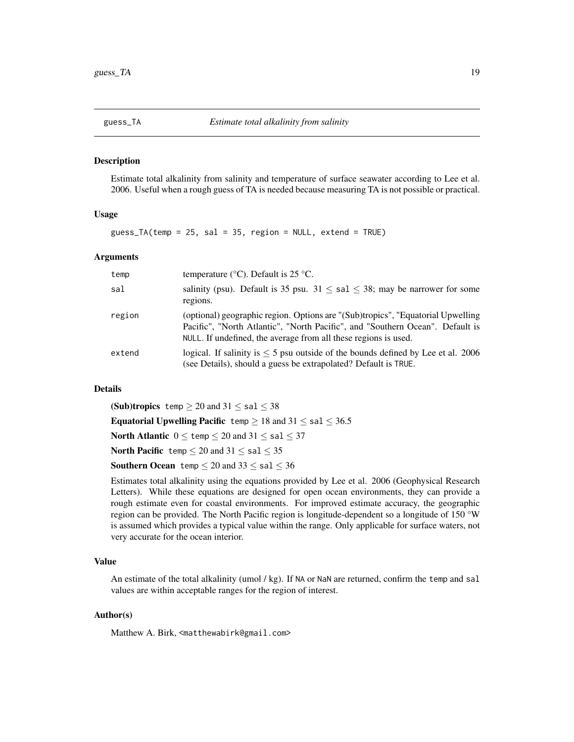## guess_TA — *Estimate total alkalinity from salinity*

### Description

Estimate total alkalinity from salinity and temperature of surface seawater according to Lee et al. 2006. Useful when a rough guess of TA is needed because measuring TA is not possible or practical.

### Usage

```
guess_TA(temp = 25, sal = 35, region = NULL, extend = TRUE)
```

### Arguments

| | |
|---|---|
| temp | temperature (°C). Default is 25 °C. |
| sal | salinity (psu). Default is 35 psu. $31 \leq$ sal $\leq 38$; may be narrower for some regions. |
| region | (optional) geographic region. Options are "(Sub)tropics", "Equatorial Upwelling Pacific", "North Atlantic", "North Pacific", and "Southern Ocean". Default is NULL. If undefined, the average from all these regions is used. |
| extend | logical. If salinity is $\leq 5$ psu outside of the bounds defined by Lee et al. 2006 (see Details), should a guess be extrapolated? Default is TRUE. |

### Details

**(Sub)tropics** temp $\geq 20$ and $31 \leq$ sal $\leq 38$

**Equatorial Upwelling Pacific** temp $\geq 18$ and $31 \leq$ sal $\leq 36.5$

**North Atlantic** $0 \leq$ temp $\leq 20$ and $31 \leq$ sal $\leq 37$

**North Pacific** temp $\leq 20$ and $31 \leq$ sal $\leq 35$

**Southern Ocean** temp $\leq 20$ and $33 \leq$ sal $\leq 36$

Estimates total alkalinity using the equations provided by Lee et al. 2006 (Geophysical Research Letters). While these equations are designed for open ocean environments, they can provide a rough estimate even for coastal environments. For improved estimate accuracy, the geographic region can be provided. The North Pacific region is longitude-dependent so a longitude of 150 °W is assumed which provides a typical value within the range. Only applicable for surface waters, not very accurate for the ocean interior.

### Value

An estimate of the total alkalinity (umol / kg). If NA or NaN are returned, confirm the temp and sal values are within acceptable ranges for the region of interest.

### Author(s)

Matthew A. Birk, <matthewabirk@gmail.com>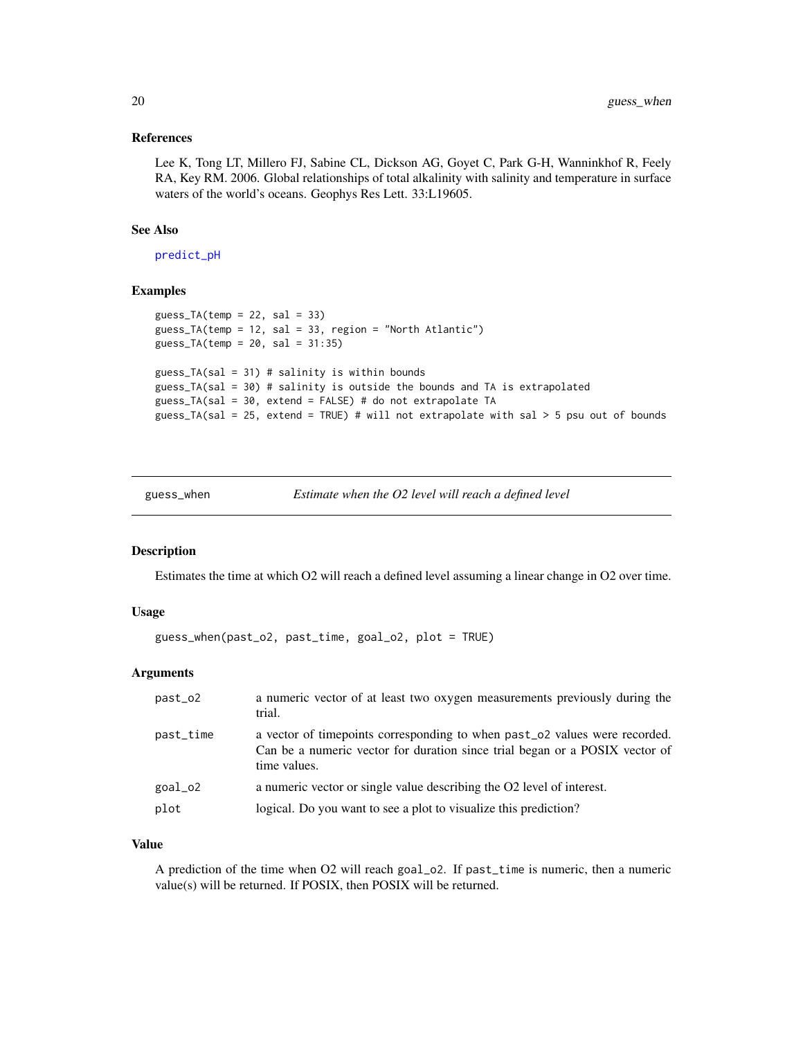### References

Lee K, Tong LT, Millero FJ, Sabine CL, Dickson AG, Goyet C, Park G-H, Wanninkhof R, Feely RA, Key RM. 2006. Global relationships of total alkalinity with salinity and temperature in surface waters of the world's oceans. Geophys Res Lett. 33:L19605.

### See Also

predict_pH

### Examples

```
guess_TA(temp = 22, sal = 33)
guess_TA(temp = 12, sal = 33, region = "North Atlantic")
guess_TA(temp = 20, sal = 31:35)

guess_TA(sal = 31) # salinity is within bounds
guess_TA(sal = 30) # salinity is outside the bounds and TA is extrapolated
guess_TA(sal = 30, extend = FALSE) # do not extrapolate TA
guess_TA(sal = 25, extend = TRUE) # will not extrapolate with sal > 5 psu out of bounds
```

---

## guess_when — *Estimate when the O2 level will reach a defined level*

### Description

Estimates the time at which O2 will reach a defined level assuming a linear change in O2 over time.

### Usage

```
guess_when(past_o2, past_time, goal_o2, plot = TRUE)
```

### Arguments

| | |
|---|---|
| past_o2 | a numeric vector of at least two oxygen measurements previously during the trial. |
| past_time | a vector of timepoints corresponding to when past_o2 values were recorded. Can be a numeric vector for duration since trial began or a POSIX vector of time values. |
| goal_o2 | a numeric vector or single value describing the O2 level of interest. |
| plot | logical. Do you want to see a plot to visualize this prediction? |

### Value

A prediction of the time when O2 will reach goal_o2. If past_time is numeric, then a numeric value(s) will be returned. If POSIX, then POSIX will be returned.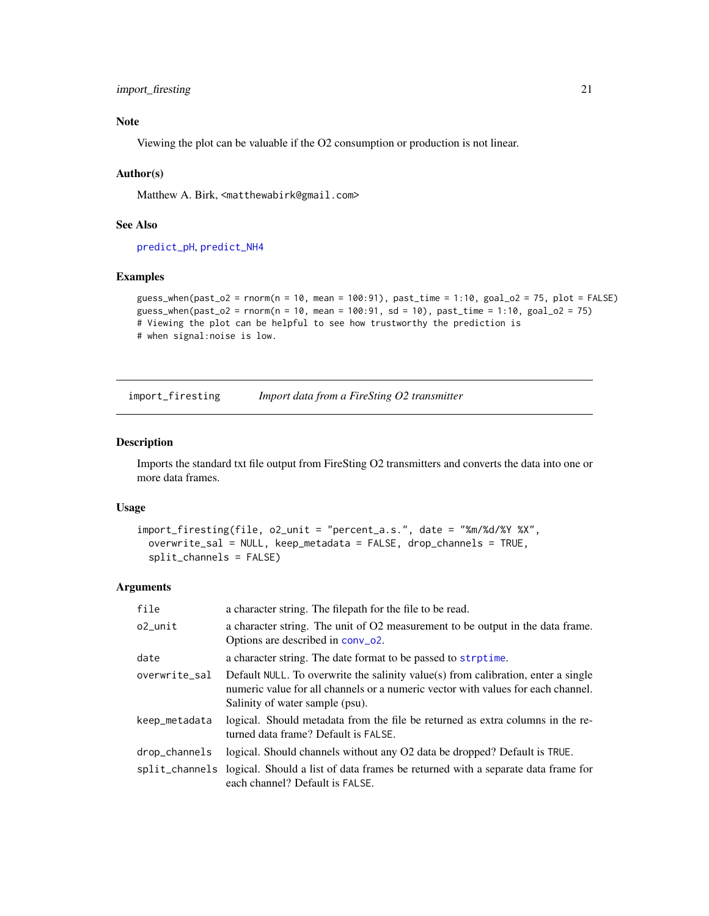### Note

Viewing the plot can be valuable if the O2 consumption or production is not linear.

### Author(s)

Matthew A. Birk, <matthewabirk@gmail.com>

### See Also

predict_pH, predict_NH4

### Examples

```
guess_when(past_o2 = rnorm(n = 10, mean = 100:91), past_time = 1:10, goal_o2 = 75, plot = FALSE)
guess_when(past_o2 = rnorm(n = 10, mean = 100:91, sd = 10), past_time = 1:10, goal_o2 = 75)
# Viewing the plot can be helpful to see how trustworthy the prediction is
# when signal:noise is low.
```

---

## import_firesting — *Import data from a FireSting O2 transmitter*

### Description

Imports the standard txt file output from FireSting O2 transmitters and converts the data into one or more data frames.

### Usage

```
import_firesting(file, o2_unit = "percent_a.s.", date = "%m/%d/%Y %X",
  overwrite_sal = NULL, keep_metadata = FALSE, drop_channels = TRUE,
  split_channels = FALSE)
```

### Arguments

| | |
|---|---|
| `file` | a character string. The filepath for the file to be read. |
| `o2_unit` | a character string. The unit of O2 measurement to be output in the data frame. Options are described in conv_o2. |
| `date` | a character string. The date format to be passed to strptime. |
| `overwrite_sal` | Default NULL. To overwrite the salinity value(s) from calibration, enter a single numeric value for all channels or a numeric vector with values for each channel. Salinity of water sample (psu). |
| `keep_metadata` | logical. Should metadata from the file be returned as extra columns in the returned data frame? Default is FALSE. |
| `drop_channels` | logical. Should channels without any O2 data be dropped? Default is TRUE. |
| `split_channels` | logical. Should a list of data frames be returned with a separate data frame for each channel? Default is FALSE. |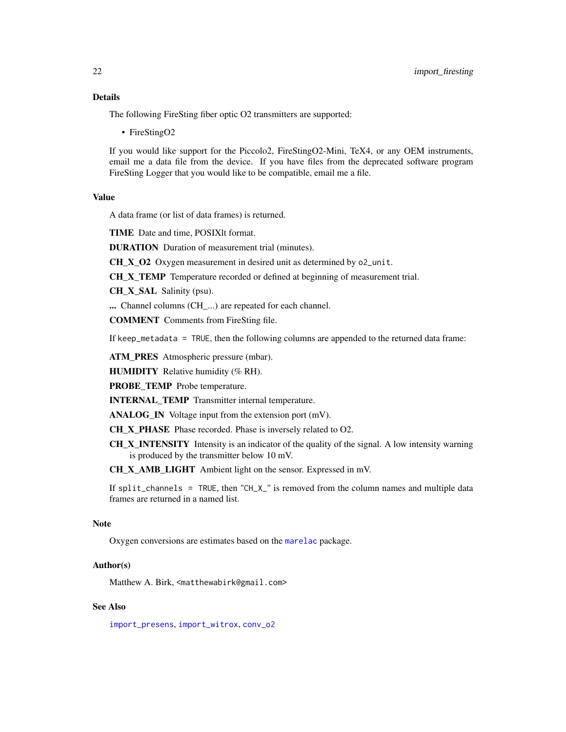## Details

The following FireSting fiber optic O2 transmitters are supported:

- FireStingO2

If you would like support for the Piccolo2, FireStingO2-Mini, TeX4, or any OEM instruments, email me a data file from the device. If you have files from the deprecated software program FireSting Logger that you would like to be compatible, email me a file.

## Value

A data frame (or list of data frames) is returned.

**TIME** Date and time, POSIXlt format.

**DURATION** Duration of measurement trial (minutes).

**CH_X_O2** Oxygen measurement in desired unit as determined by `o2_unit`.

**CH_X_TEMP** Temperature recorded or defined at beginning of measurement trial.

**CH_X_SAL** Salinity (psu).

**...** Channel columns (CH_...) are repeated for each channel.

**COMMENT** Comments from FireSting file.

If `keep_metadata = TRUE`, then the following columns are appended to the returned data frame:

**ATM_PRES** Atmospheric pressure (mbar).

**HUMIDITY** Relative humidity (% RH).

**PROBE_TEMP** Probe temperature.

**INTERNAL_TEMP** Transmitter internal temperature.

**ANALOG_IN** Voltage input from the extension port (mV).

**CH_X_PHASE** Phase recorded. Phase is inversely related to O2.

**CH_X_INTENSITY** Intensity is an indicator of the quality of the signal. A low intensity warning is produced by the transmitter below 10 mV.

**CH_X_AMB_LIGHT** Ambient light on the sensor. Expressed in mV.

If `split_channels = TRUE`, then "`CH_X_`" is removed from the column names and multiple data frames are returned in a named list.

## Note

Oxygen conversions are estimates based on the `marelac` package.

## Author(s)

Matthew A. Birk, <matthewabirk@gmail.com>

## See Also

`import_presens`, `import_witrox`, `conv_o2`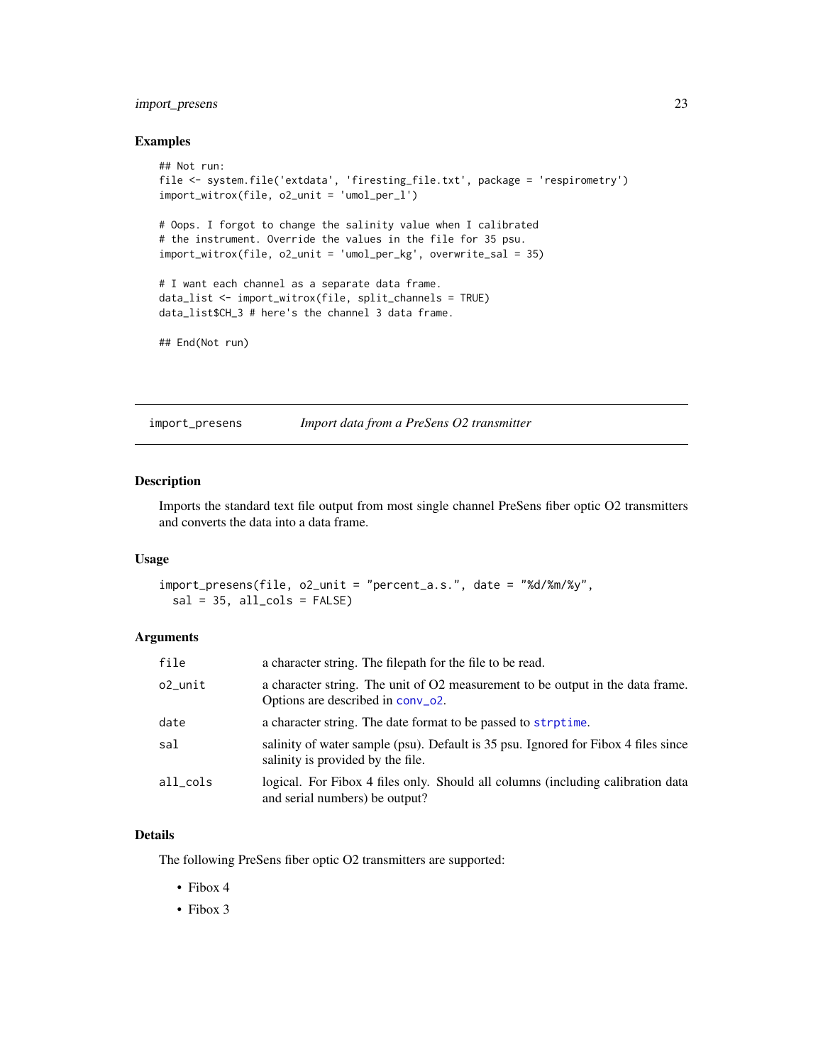## Examples

```
## Not run:
file <- system.file('extdata', 'firesting_file.txt', package = 'respirometry')
import_witrox(file, o2_unit = 'umol_per_l')

# Oops. I forgot to change the salinity value when I calibrated
# the instrument. Override the values in the file for 35 psu.
import_witrox(file, o2_unit = 'umol_per_kg', overwrite_sal = 35)

# I want each channel as a separate data frame.
data_list <- import_witrox(file, split_channels = TRUE)
data_list$CH_3 # here's the channel 3 data frame.

## End(Not run)
```

---

# import_presens — *Import data from a PreSens O2 transmitter*

## Description

Imports the standard text file output from most single channel PreSens fiber optic O2 transmitters and converts the data into a data frame.

## Usage

```
import_presens(file, o2_unit = "percent_a.s.", date = "%d/%m/%y",
  sal = 35, all_cols = FALSE)
```

## Arguments

| | |
|---|---|
| file | a character string. The filepath for the file to be read. |
| o2_unit | a character string. The unit of O2 measurement to be output in the data frame. Options are described in conv_o2. |
| date | a character string. The date format to be passed to strptime. |
| sal | salinity of water sample (psu). Default is 35 psu. Ignored for Fibox 4 files since salinity is provided by the file. |
| all_cols | logical. For Fibox 4 files only. Should all columns (including calibration data and serial numbers) be output? |

## Details

The following PreSens fiber optic O2 transmitters are supported:

- Fibox 4
- Fibox 3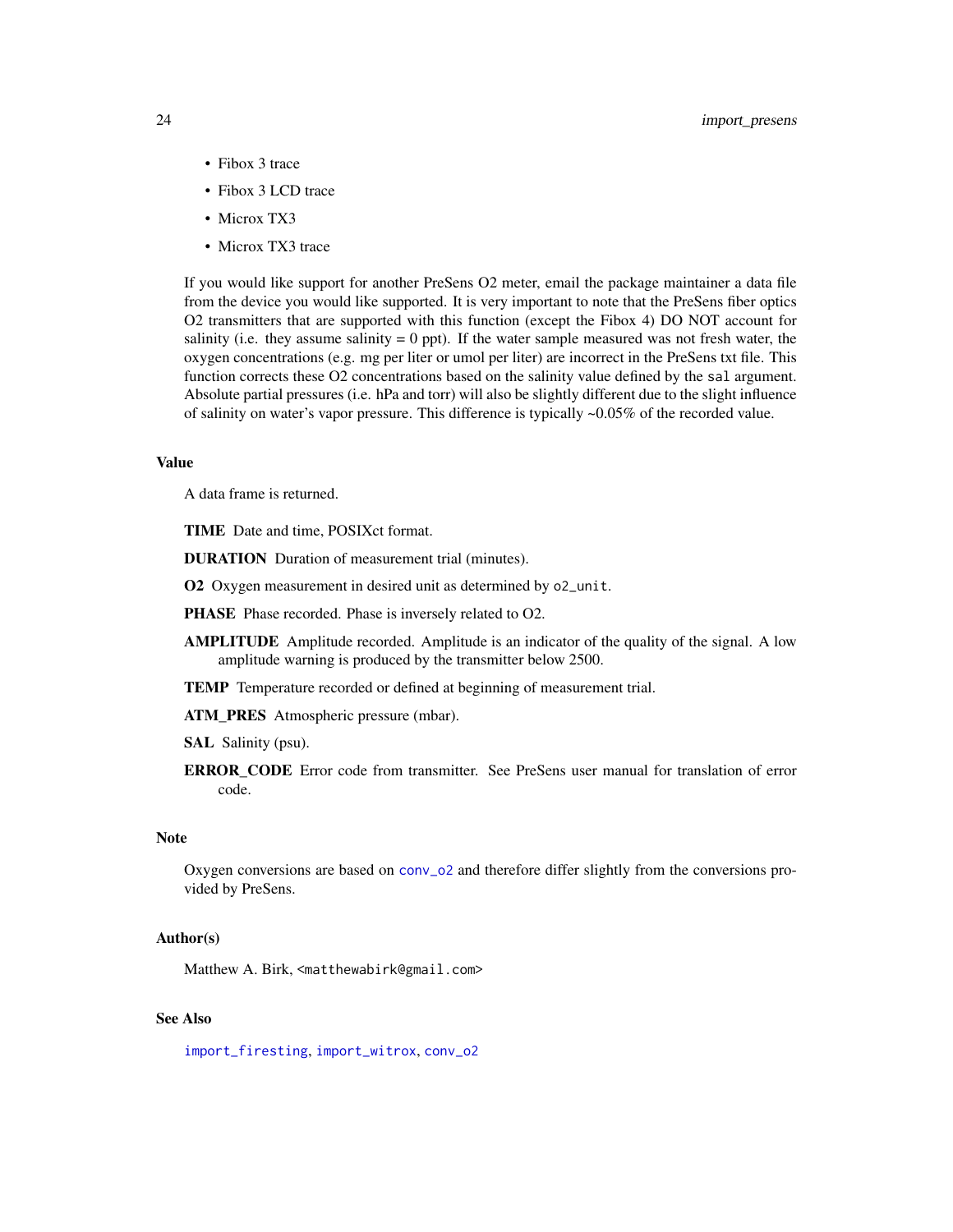- Fibox 3 trace
- Fibox 3 LCD trace
- Microx TX3
- Microx TX3 trace

If you would like support for another PreSens O2 meter, email the package maintainer a data file from the device you would like supported. It is very important to note that the PreSens fiber optics O2 transmitters that are supported with this function (except the Fibox 4) DO NOT account for salinity (i.e. they assume salinity = 0 ppt). If the water sample measured was not fresh water, the oxygen concentrations (e.g. mg per liter or umol per liter) are incorrect in the PreSens txt file. This function corrects these O2 concentrations based on the salinity value defined by the `sal` argument. Absolute partial pressures (i.e. hPa and torr) will also be slightly different due to the slight influence of salinity on water's vapor pressure. This difference is typically ~0.05% of the recorded value.

### Value

A data frame is returned.

**TIME** Date and time, POSIXct format.

**DURATION** Duration of measurement trial (minutes).

**O2** Oxygen measurement in desired unit as determined by `o2_unit`.

**PHASE** Phase recorded. Phase is inversely related to O2.

**AMPLITUDE** Amplitude recorded. Amplitude is an indicator of the quality of the signal. A low amplitude warning is produced by the transmitter below 2500.

**TEMP** Temperature recorded or defined at beginning of measurement trial.

**ATM_PRES** Atmospheric pressure (mbar).

**SAL** Salinity (psu).

**ERROR_CODE** Error code from transmitter. See PreSens user manual for translation of error code.

### Note

Oxygen conversions are based on `conv_o2` and therefore differ slightly from the conversions provided by PreSens.

### Author(s)

Matthew A. Birk, `<matthewabirk@gmail.com>`

### See Also

`import_firesting`, `import_witrox`, `conv_o2`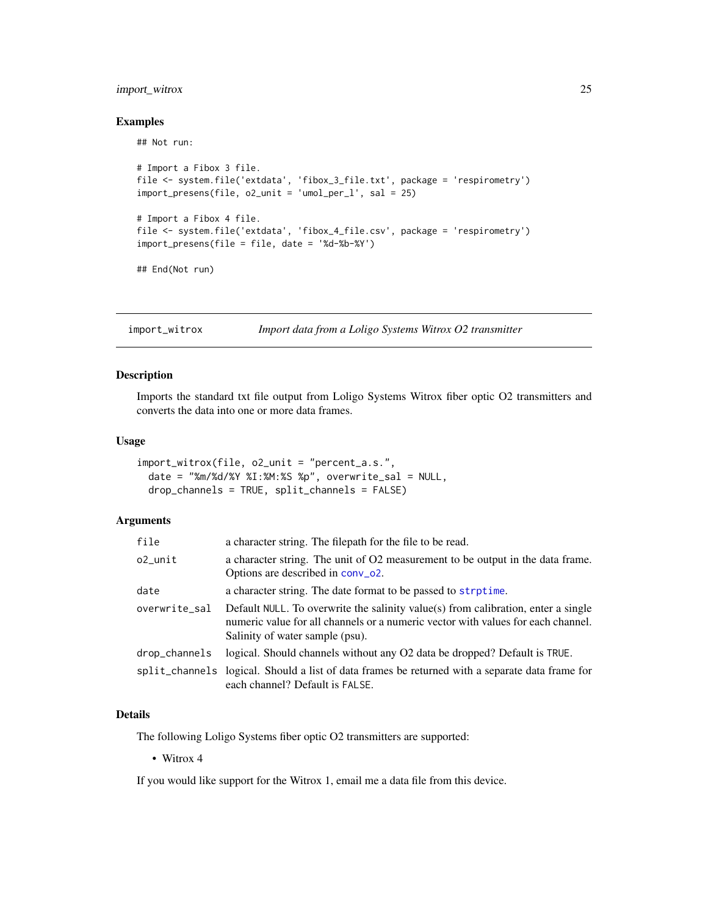## Examples

```
## Not run:

# Import a Fibox 3 file.
file <- system.file('extdata', 'fibox_3_file.txt', package = 'respirometry')
import_presens(file, o2_unit = 'umol_per_l', sal = 25)

# Import a Fibox 4 file.
file <- system.file('extdata', 'fibox_4_file.csv', package = 'respirometry')
import_presens(file = file, date = '%d-%b-%Y')

## End(Not run)
```

---

`import_witrox` *Import data from a Loligo Systems Witrox O2 transmitter*

---

## Description

Imports the standard txt file output from Loligo Systems Witrox fiber optic O2 transmitters and converts the data into one or more data frames.

## Usage

```
import_witrox(file, o2_unit = "percent_a.s.",
  date = "%m/%d/%Y %I:%M:%S %p", overwrite_sal = NULL,
  drop_channels = TRUE, split_channels = FALSE)
```

## Arguments

| | |
|---|---|
| `file` | a character string. The filepath for the file to be read. |
| `o2_unit` | a character string. The unit of O2 measurement to be output in the data frame. Options are described in `conv_o2`. |
| `date` | a character string. The date format to be passed to `strptime`. |
| `overwrite_sal` | Default `NULL`. To overwrite the salinity value(s) from calibration, enter a single numeric value for all channels or a numeric vector with values for each channel. Salinity of water sample (psu). |
| `drop_channels` | logical. Should channels without any O2 data be dropped? Default is `TRUE`. |
| `split_channels` | logical. Should a list of data frames be returned with a separate data frame for each channel? Default is `FALSE`. |

## Details

The following Loligo Systems fiber optic O2 transmitters are supported:

- Witrox 4

If you would like support for the Witrox 1, email me a data file from this device.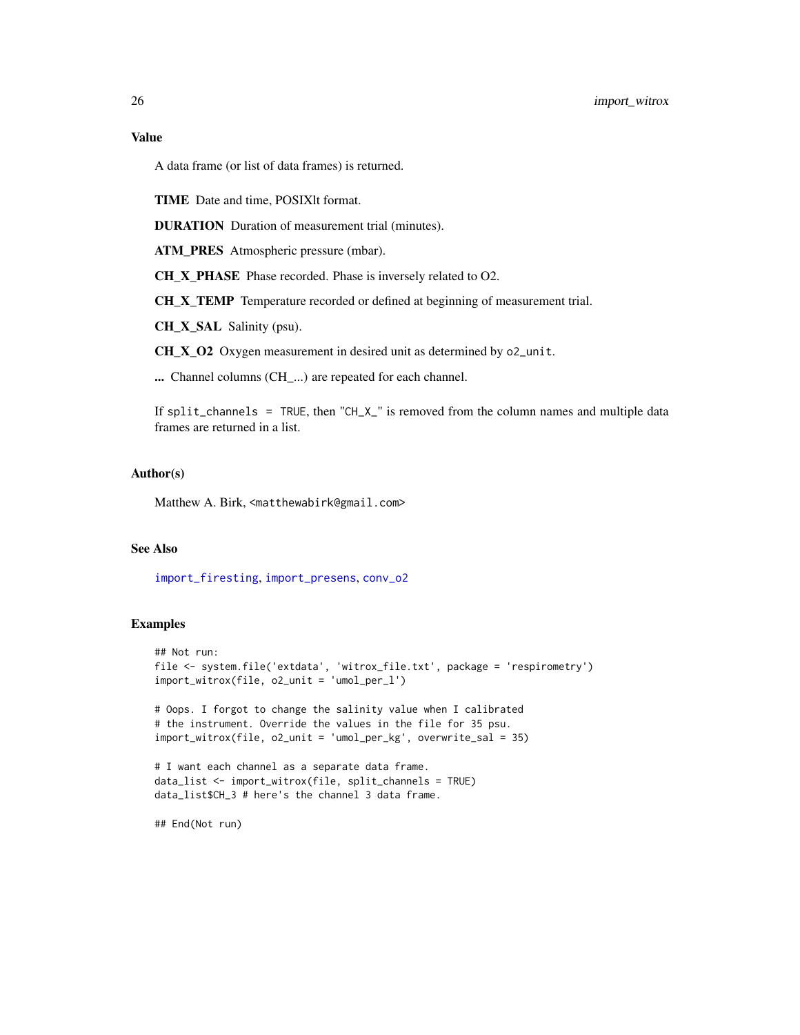### Value

A data frame (or list of data frames) is returned.

**TIME** Date and time, POSIXlt format.

**DURATION** Duration of measurement trial (minutes).

**ATM_PRES** Atmospheric pressure (mbar).

**CH_X_PHASE** Phase recorded. Phase is inversely related to O2.

**CH_X_TEMP** Temperature recorded or defined at beginning of measurement trial.

**CH_X_SAL** Salinity (psu).

**CH_X_O2** Oxygen measurement in desired unit as determined by `o2_unit`.

**...** Channel columns (CH_...) are repeated for each channel.

If `split_channels = TRUE`, then "`CH_X_`" is removed from the column names and multiple data frames are returned in a list.

### Author(s)

Matthew A. Birk, <matthewabirk@gmail.com>

### See Also

import_firesting, import_presens, conv_o2

### Examples

```
## Not run:
file <- system.file('extdata', 'witrox_file.txt', package = 'respirometry')
import_witrox(file, o2_unit = 'umol_per_l')

# Oops. I forgot to change the salinity value when I calibrated
# the instrument. Override the values in the file for 35 psu.
import_witrox(file, o2_unit = 'umol_per_kg', overwrite_sal = 35)

# I want each channel as a separate data frame.
data_list <- import_witrox(file, split_channels = TRUE)
data_list$CH_3 # here's the channel 3 data frame.

## End(Not run)
```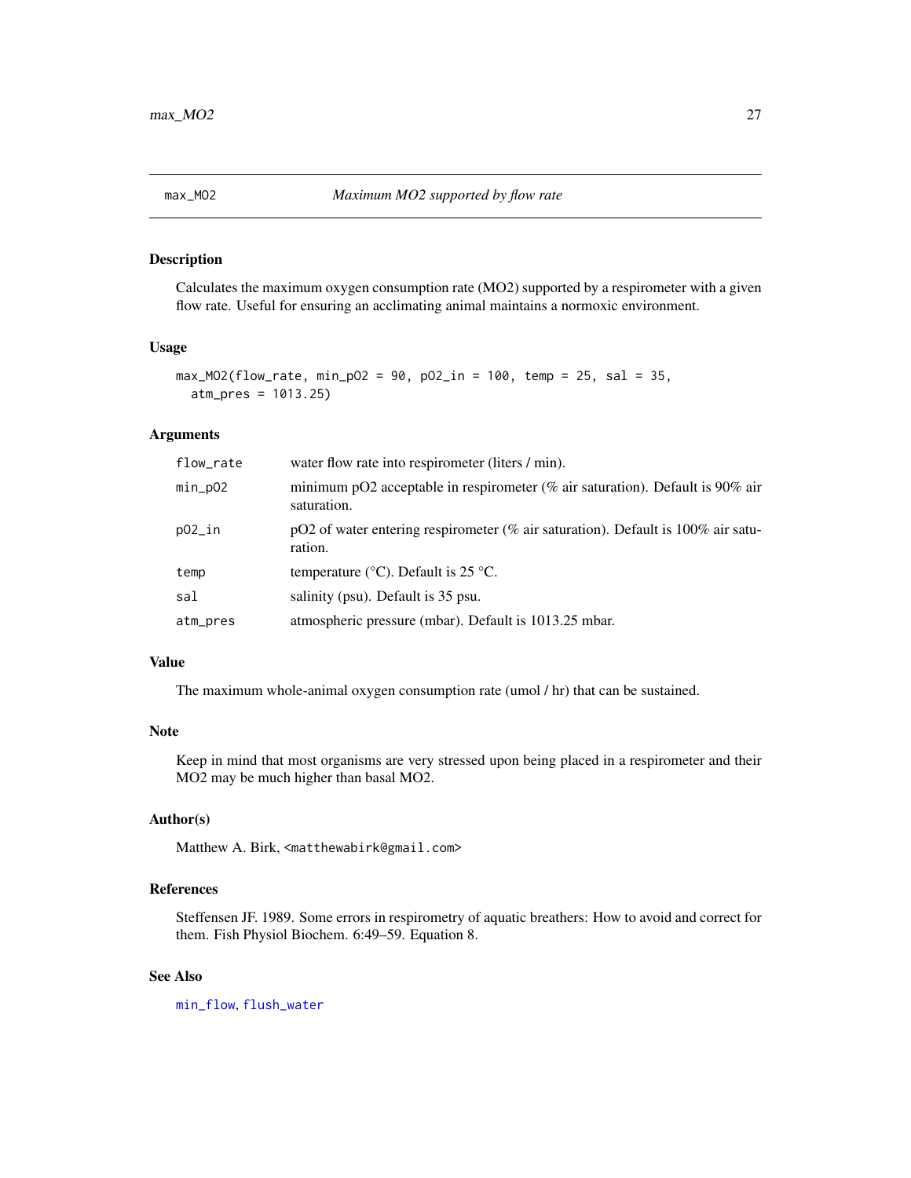## max_MO2 — *Maximum MO2 supported by flow rate*

### Description

Calculates the maximum oxygen consumption rate (MO2) supported by a respirometer with a given flow rate. Useful for ensuring an acclimating animal maintains a normoxic environment.

### Usage

```
max_MO2(flow_rate, min_pO2 = 90, pO2_in = 100, temp = 25, sal = 35,
  atm_pres = 1013.25)
```

### Arguments

| Argument | Description |
|---|---|
| flow_rate | water flow rate into respirometer (liters / min). |
| min_pO2 | minimum pO2 acceptable in respirometer (% air saturation). Default is 90% air saturation. |
| pO2_in | pO2 of water entering respirometer (% air saturation). Default is 100% air saturation. |
| temp | temperature (°C). Default is 25 °C. |
| sal | salinity (psu). Default is 35 psu. |
| atm_pres | atmospheric pressure (mbar). Default is 1013.25 mbar. |

### Value

The maximum whole-animal oxygen consumption rate (umol / hr) that can be sustained.

### Note

Keep in mind that most organisms are very stressed upon being placed in a respirometer and their MO2 may be much higher than basal MO2.

### Author(s)

Matthew A. Birk, <matthewabirk@gmail.com>

### References

Steffensen JF. 1989. Some errors in respirometry of aquatic breathers: How to avoid and correct for them. Fish Physiol Biochem. 6:49–59. Equation 8.

### See Also

min_flow, flush_water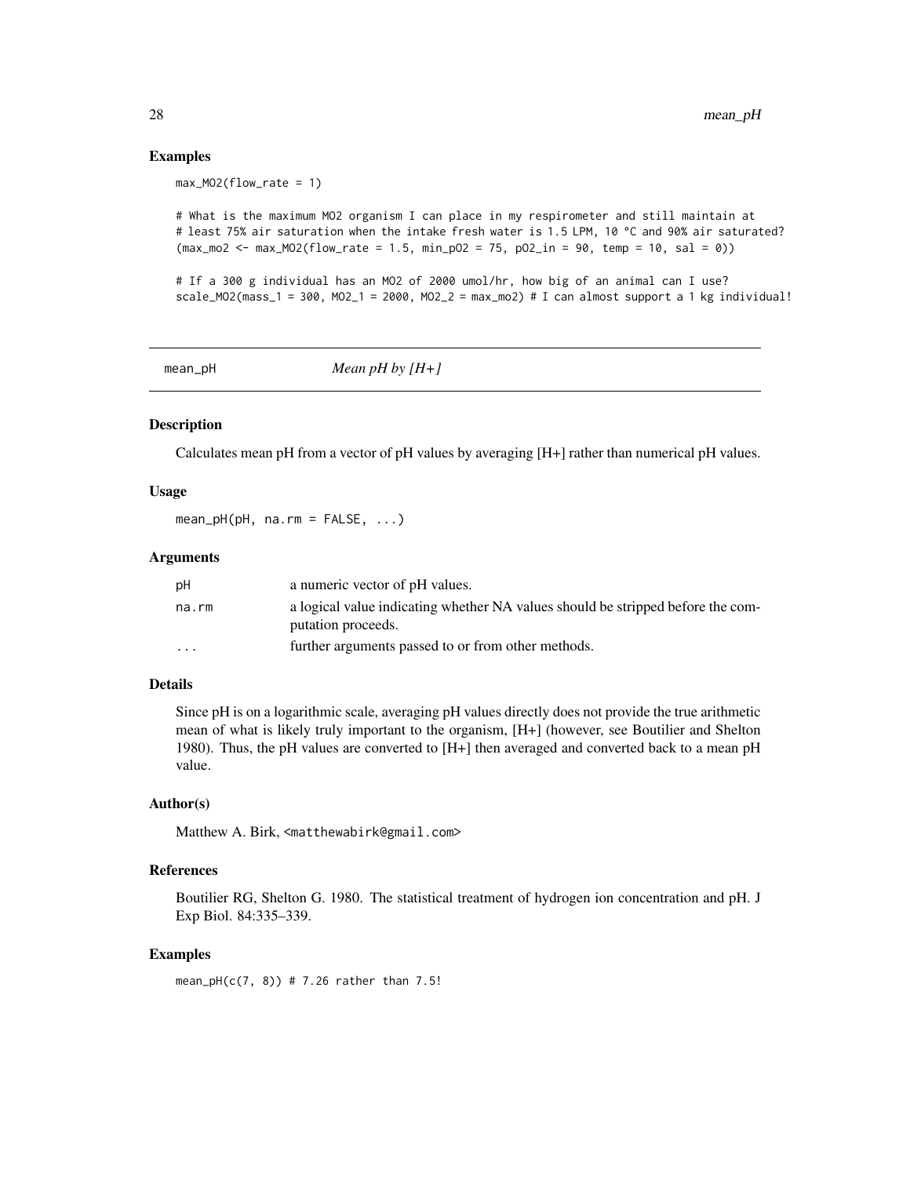### Examples

```
max_MO2(flow_rate = 1)

# What is the maximum MO2 organism I can place in my respirometer and still maintain at
# least 75% air saturation when the intake fresh water is 1.5 LPM, 10 °C and 90% air saturated?
(max_mo2 <- max_MO2(flow_rate = 1.5, min_pO2 = 75, pO2_in = 90, temp = 10, sal = 0))

# If a 300 g individual has an MO2 of 2000 umol/hr, how big of an animal can I use?
scale_MO2(mass_1 = 300, MO2_1 = 2000, MO2_2 = max_mo2) # I can almost support a 1 kg individual!
```

---

## mean_pH — *Mean pH by [H+]*

### Description

Calculates mean pH from a vector of pH values by averaging [H+] rather than numerical pH values.

### Usage

```
mean_pH(pH, na.rm = FALSE, ...)
```

### Arguments

| | |
|---|---|
| pH | a numeric vector of pH values. |
| na.rm | a logical value indicating whether NA values should be stripped before the computation proceeds. |
| ... | further arguments passed to or from other methods. |

### Details

Since pH is on a logarithmic scale, averaging pH values directly does not provide the true arithmetic mean of what is likely truly important to the organism, [H+] (however, see Boutilier and Shelton 1980). Thus, the pH values are converted to [H+] then averaged and converted back to a mean pH value.

### Author(s)

Matthew A. Birk, <matthewabirk@gmail.com>

### References

Boutilier RG, Shelton G. 1980. The statistical treatment of hydrogen ion concentration and pH. J Exp Biol. 84:335–339.

### Examples

```
mean_pH(c(7, 8)) # 7.26 rather than 7.5!
```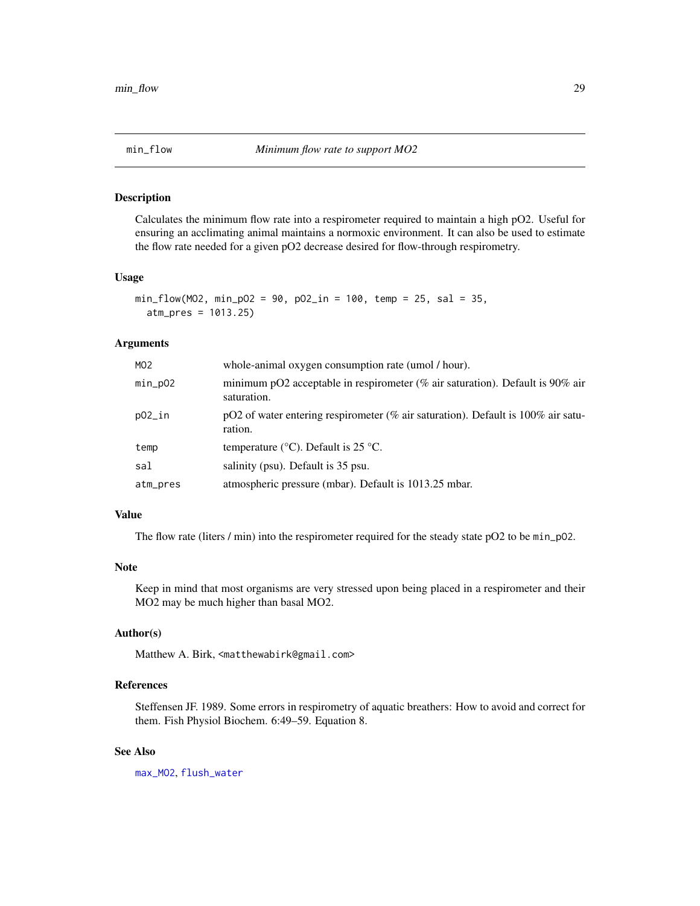## min_flow — *Minimum flow rate to support MO2*

### Description

Calculates the minimum flow rate into a respirometer required to maintain a high pO2. Useful for ensuring an acclimating animal maintains a normoxic environment. It can also be used to estimate the flow rate needed for a given pO2 decrease desired for flow-through respirometry.

### Usage

```
min_flow(MO2, min_pO2 = 90, pO2_in = 100, temp = 25, sal = 35,
  atm_pres = 1013.25)
```

### Arguments

| | |
|---|---|
| `MO2` | whole-animal oxygen consumption rate (umol / hour). |
| `min_pO2` | minimum pO2 acceptable in respirometer (% air saturation). Default is 90% air saturation. |
| `pO2_in` | pO2 of water entering respirometer (% air saturation). Default is 100% air saturation. |
| `temp` | temperature (°C). Default is 25 °C. |
| `sal` | salinity (psu). Default is 35 psu. |
| `atm_pres` | atmospheric pressure (mbar). Default is 1013.25 mbar. |

### Value

The flow rate (liters / min) into the respirometer required for the steady state pO2 to be `min_pO2`.

### Note

Keep in mind that most organisms are very stressed upon being placed in a respirometer and their MO2 may be much higher than basal MO2.

### Author(s)

Matthew A. Birk, <matthewabirk@gmail.com>

### References

Steffensen JF. 1989. Some errors in respirometry of aquatic breathers: How to avoid and correct for them. Fish Physiol Biochem. 6:49–59. Equation 8.

### See Also

`max_MO2`, `flush_water`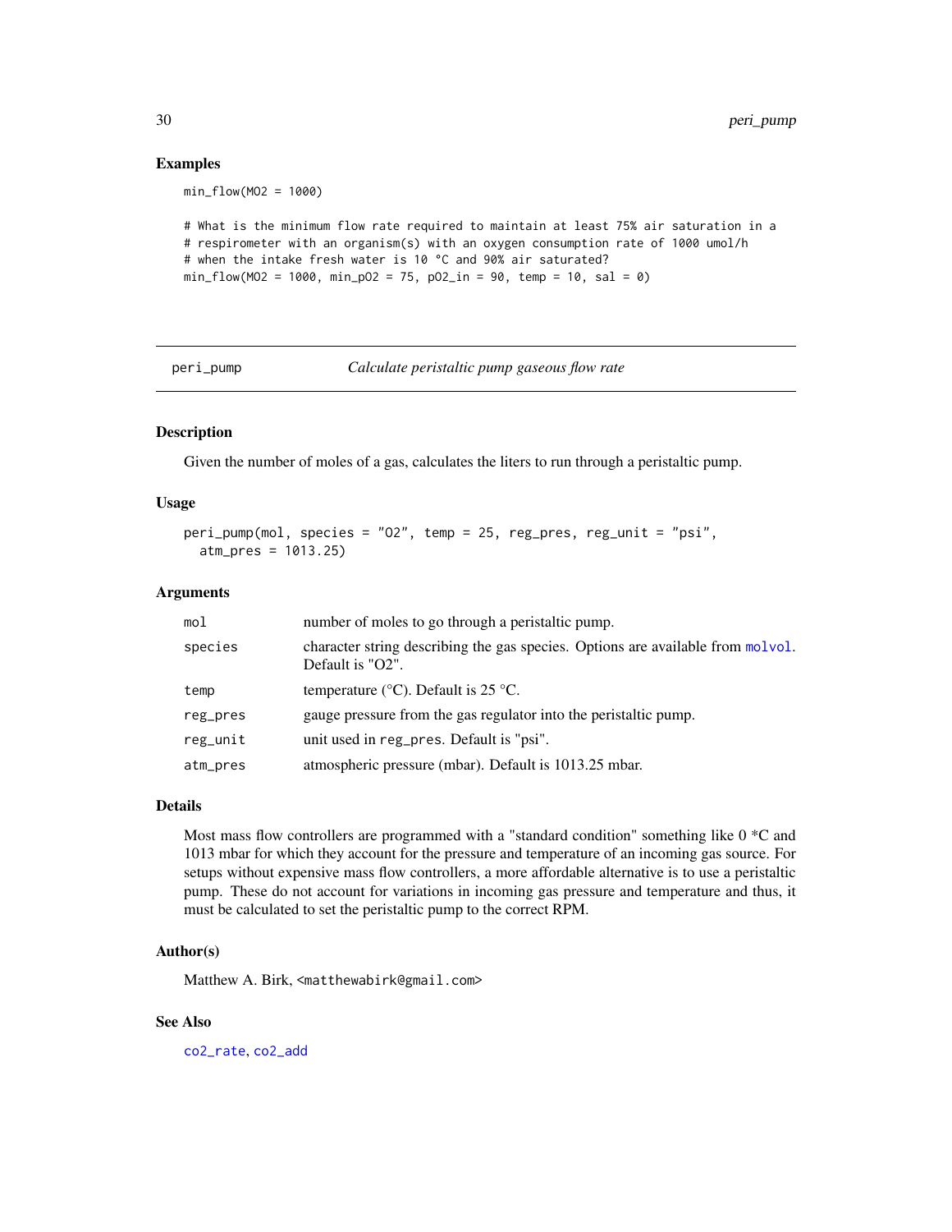## Examples

```
min_flow(MO2 = 1000)

# What is the minimum flow rate required to maintain at least 75% air saturation in a
# respirometer with an organism(s) with an oxygen consumption rate of 1000 umol/h
# when the intake fresh water is 10 °C and 90% air saturated?
min_flow(MO2 = 1000, min_pO2 = 75, pO2_in = 90, temp = 10, sal = 0)
```

---

# peri_pump — *Calculate peristaltic pump gaseous flow rate*

## Description

Given the number of moles of a gas, calculates the liters to run through a peristaltic pump.

## Usage

```
peri_pump(mol, species = "O2", temp = 25, reg_pres, reg_unit = "psi",
  atm_pres = 1013.25)
```

## Arguments

| | |
|---|---|
| mol | number of moles to go through a peristaltic pump. |
| species | character string describing the gas species. Options are available from molvol. Default is "O2". |
| temp | temperature (°C). Default is 25 °C. |
| reg_pres | gauge pressure from the gas regulator into the peristaltic pump. |
| reg_unit | unit used in reg_pres. Default is "psi". |
| atm_pres | atmospheric pressure (mbar). Default is 1013.25 mbar. |

## Details

Most mass flow controllers are programmed with a "standard condition" something like 0 *C and 1013 mbar for which they account for the pressure and temperature of an incoming gas source. For setups without expensive mass flow controllers, a more affordable alternative is to use a peristaltic pump. These do not account for variations in incoming gas pressure and temperature and thus, it must be calculated to set the peristaltic pump to the correct RPM.

## Author(s)

Matthew A. Birk, <matthewabirk@gmail.com>

## See Also

co2_rate, co2_add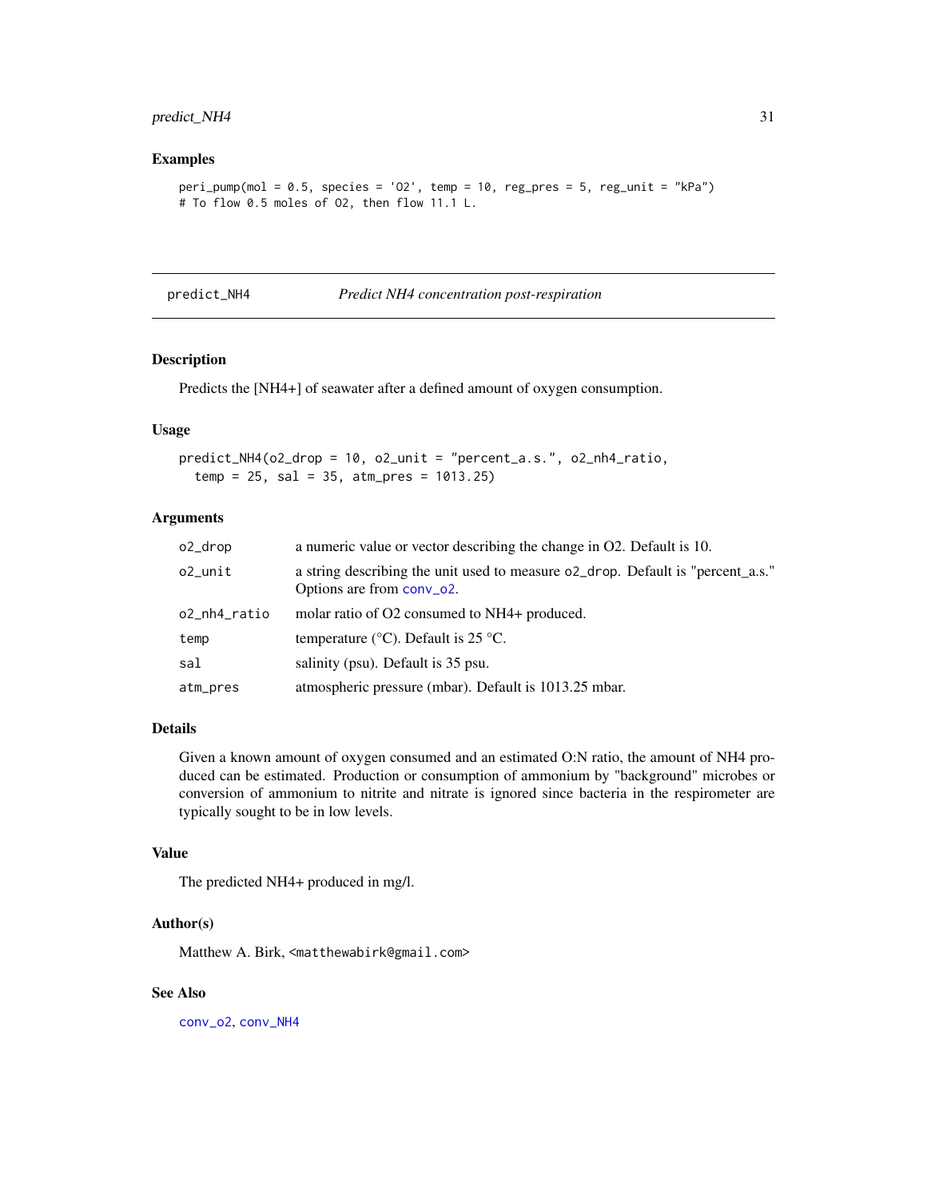### Examples

```
peri_pump(mol = 0.5, species = 'O2', temp = 10, reg_pres = 5, reg_unit = "kPa")
# To flow 0.5 moles of O2, then flow 11.1 L.
```

---

## predict_NH4 — *Predict NH4 concentration post-respiration*

---

### Description

Predicts the [NH4+] of seawater after a defined amount of oxygen consumption.

### Usage

```
predict_NH4(o2_drop = 10, o2_unit = "percent_a.s.", o2_nh4_ratio,
  temp = 25, sal = 35, atm_pres = 1013.25)
```

### Arguments

| | |
|---|---|
| `o2_drop` | a numeric value or vector describing the change in O2. Default is 10. |
| `o2_unit` | a string describing the unit used to measure `o2_drop`. Default is "percent_a.s." Options are from `conv_o2`. |
| `o2_nh4_ratio` | molar ratio of O2 consumed to NH4+ produced. |
| `temp` | temperature (°C). Default is 25 °C. |
| `sal` | salinity (psu). Default is 35 psu. |
| `atm_pres` | atmospheric pressure (mbar). Default is 1013.25 mbar. |

### Details

Given a known amount of oxygen consumed and an estimated O:N ratio, the amount of NH4 produced can be estimated. Production or consumption of ammonium by "background" microbes or conversion of ammonium to nitrite and nitrate is ignored since bacteria in the respirometer are typically sought to be in low levels.

### Value

The predicted NH4+ produced in mg/l.

### Author(s)

Matthew A. Birk, <matthewabirk@gmail.com>

### See Also

`conv_o2`, `conv_NH4`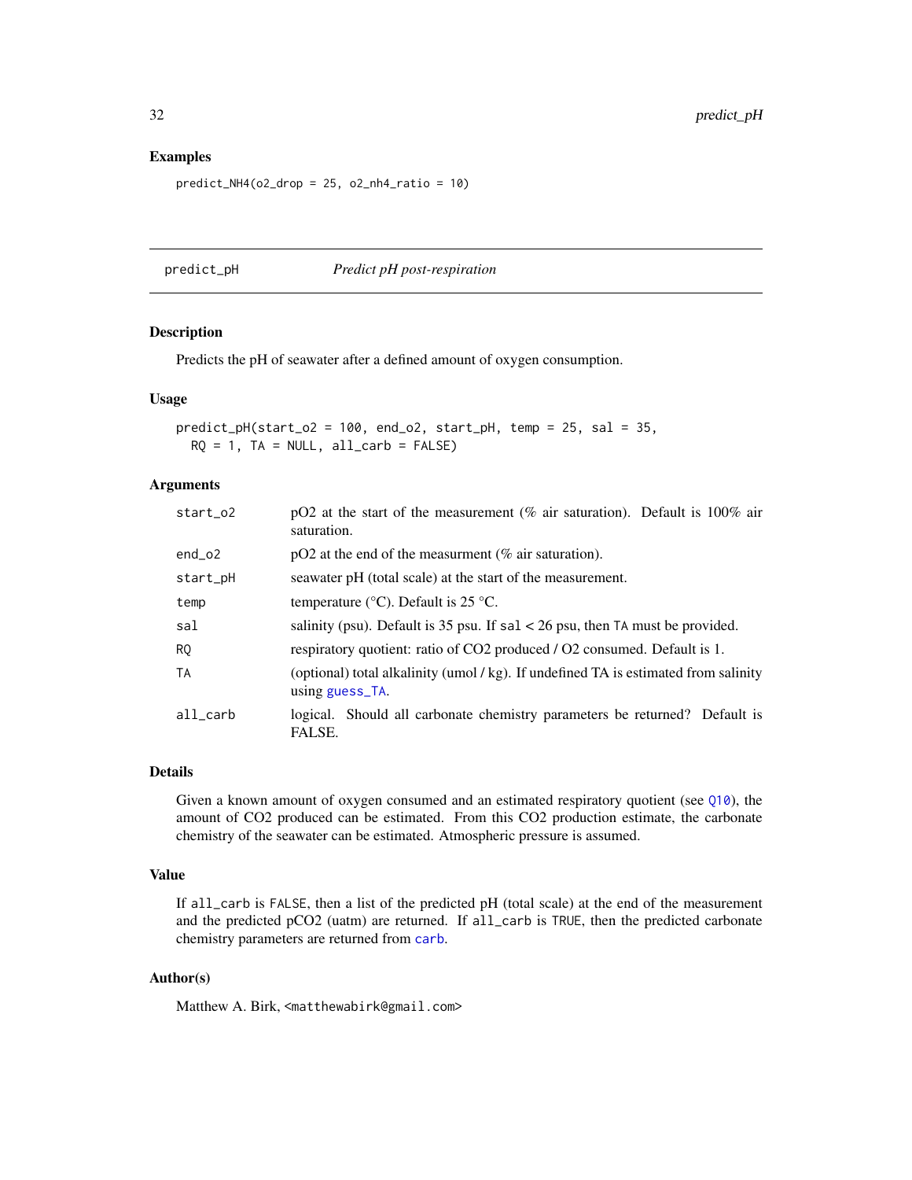### Examples

```
predict_NH4(o2_drop = 25, o2_nh4_ratio = 10)
```

---

## predict_pH *Predict pH post-respiration*

---

### Description

Predicts the pH of seawater after a defined amount of oxygen consumption.

### Usage

```
predict_pH(start_o2 = 100, end_o2, start_pH, temp = 25, sal = 35,
  RQ = 1, TA = NULL, all_carb = FALSE)
```

### Arguments

| | |
|---|---|
| `start_o2` | pO2 at the start of the measurement (% air saturation). Default is 100% air saturation. |
| `end_o2` | pO2 at the end of the measurment (% air saturation). |
| `start_pH` | seawater pH (total scale) at the start of the measurement. |
| `temp` | temperature (°C). Default is 25 °C. |
| `sal` | salinity (psu). Default is 35 psu. If `sal` < 26 psu, then `TA` must be provided. |
| `RQ` | respiratory quotient: ratio of CO2 produced / O2 consumed. Default is 1. |
| `TA` | (optional) total alkalinity (umol / kg). If undefined TA is estimated from salinity using `guess_TA`. |
| `all_carb` | logical. Should all carbonate chemistry parameters be returned? Default is FALSE. |

### Details

Given a known amount of oxygen consumed and an estimated respiratory quotient (see `Q10`), the amount of CO2 produced can be estimated. From this CO2 production estimate, the carbonate chemistry of the seawater can be estimated. Atmospheric pressure is assumed.

### Value

If `all_carb` is `FALSE`, then a list of the predicted pH (total scale) at the end of the measurement and the predicted pCO2 (uatm) are returned. If `all_carb` is `TRUE`, then the predicted carbonate chemistry parameters are returned from `carb`.

### Author(s)

Matthew A. Birk, <matthewabirk@gmail.com>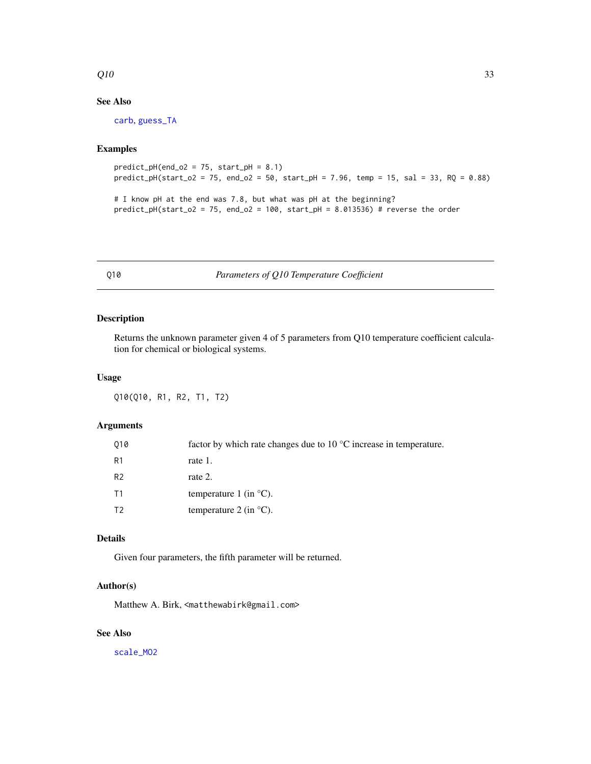## See Also

carb, guess_TA

## Examples

```
predict_pH(end_o2 = 75, start_pH = 8.1)
predict_pH(start_o2 = 75, end_o2 = 50, start_pH = 7.96, temp = 15, sal = 33, RQ = 0.88)

# I know pH at the end was 7.8, but what was pH at the beginning?
predict_pH(start_o2 = 75, end_o2 = 100, start_pH = 8.013536) # reverse the order
```

---

# Q10 — *Parameters of Q10 Temperature Coefficient*

## Description

Returns the unknown parameter given 4 of 5 parameters from Q10 temperature coefficient calculation for chemical or biological systems.

## Usage

```
Q10(Q10, R1, R2, T1, T2)
```

## Arguments

| | |
|---|---|
| Q10 | factor by which rate changes due to 10 °C increase in temperature. |
| R1 | rate 1. |
| R2 | rate 2. |
| T1 | temperature 1 (in °C). |
| T2 | temperature 2 (in °C). |

## Details

Given four parameters, the fifth parameter will be returned.

## Author(s)

Matthew A. Birk, <matthewabirk@gmail.com>

## See Also

scale_MO2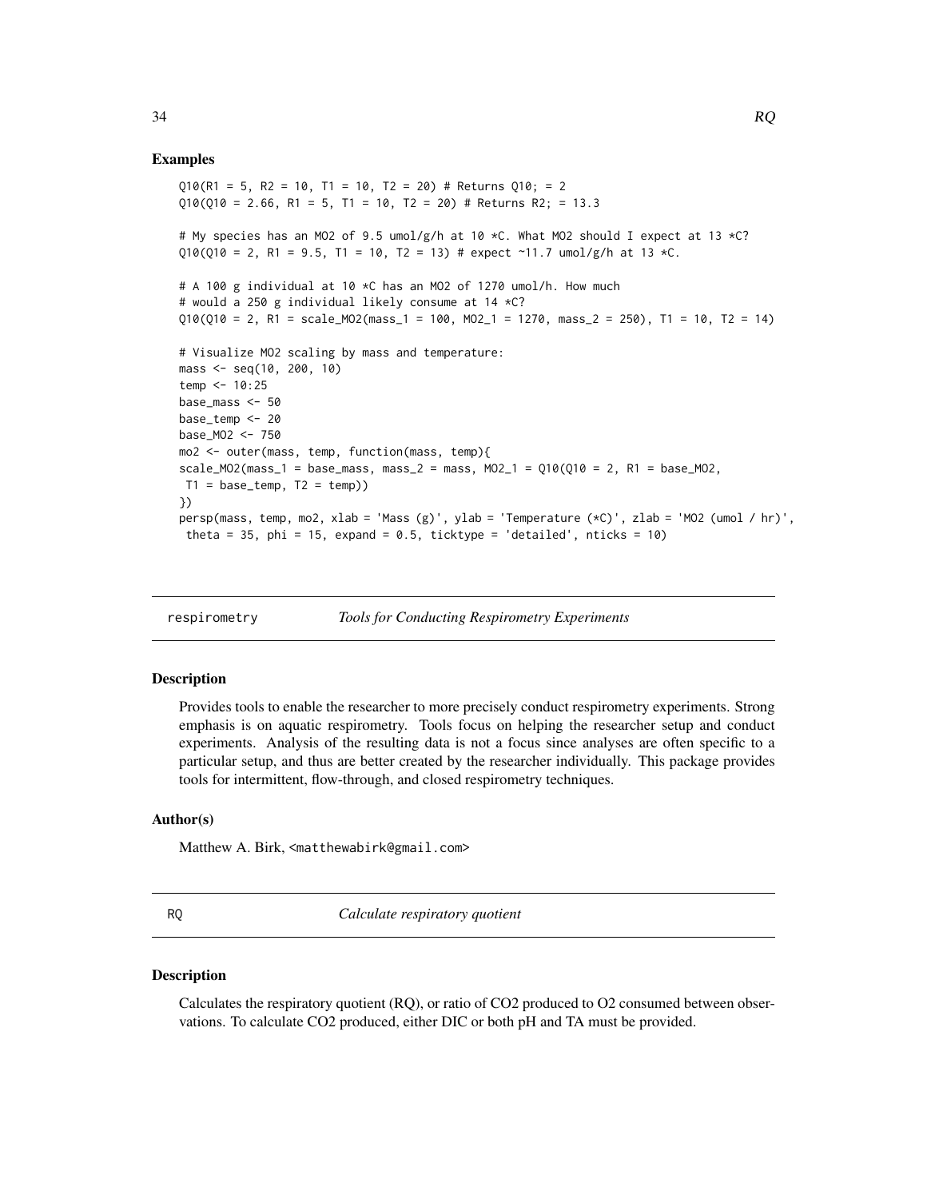## Examples

```
Q10(R1 = 5, R2 = 10, T1 = 10, T2 = 20) # Returns Q10; = 2
Q10(Q10 = 2.66, R1 = 5, T1 = 10, T2 = 20) # Returns R2; = 13.3

# My species has an MO2 of 9.5 umol/g/h at 10 *C. What MO2 should I expect at 13 *C?
Q10(Q10 = 2, R1 = 9.5, T1 = 10, T2 = 13) # expect ~11.7 umol/g/h at 13 *C.

# A 100 g individual at 10 *C has an MO2 of 1270 umol/h. How much
# would a 250 g individual likely consume at 14 *C?
Q10(Q10 = 2, R1 = scale_MO2(mass_1 = 100, MO2_1 = 1270, mass_2 = 250), T1 = 10, T2 = 14)

# Visualize MO2 scaling by mass and temperature:
mass <- seq(10, 200, 10)
temp <- 10:25
base_mass <- 50
base_temp <- 20
base_MO2 <- 750
mo2 <- outer(mass, temp, function(mass, temp){
scale_MO2(mass_1 = base_mass, mass_2 = mass, MO2_1 = Q10(Q10 = 2, R1 = base_MO2,
 T1 = base_temp, T2 = temp))
})
persp(mass, temp, mo2, xlab = 'Mass (g)', ylab = 'Temperature (*C)', zlab = 'MO2 (umol / hr)',
 theta = 35, phi = 15, expand = 0.5, ticktype = 'detailed', nticks = 10)
```

---

respirometry *Tools for Conducting Respirometry Experiments*

---

## Description

Provides tools to enable the researcher to more precisely conduct respirometry experiments. Strong emphasis is on aquatic respirometry. Tools focus on helping the researcher setup and conduct experiments. Analysis of the resulting data is not a focus since analyses are often specific to a particular setup, and thus are better created by the researcher individually. This package provides tools for intermittent, flow-through, and closed respirometry techniques.

## Author(s)

Matthew A. Birk, <matthewabirk@gmail.com>

---

RQ *Calculate respiratory quotient*

---

## Description

Calculates the respiratory quotient (RQ), or ratio of $CO_2$ produced to $O_2$ consumed between observations. To calculate $CO_2$ produced, either DIC or both pH and TA must be provided.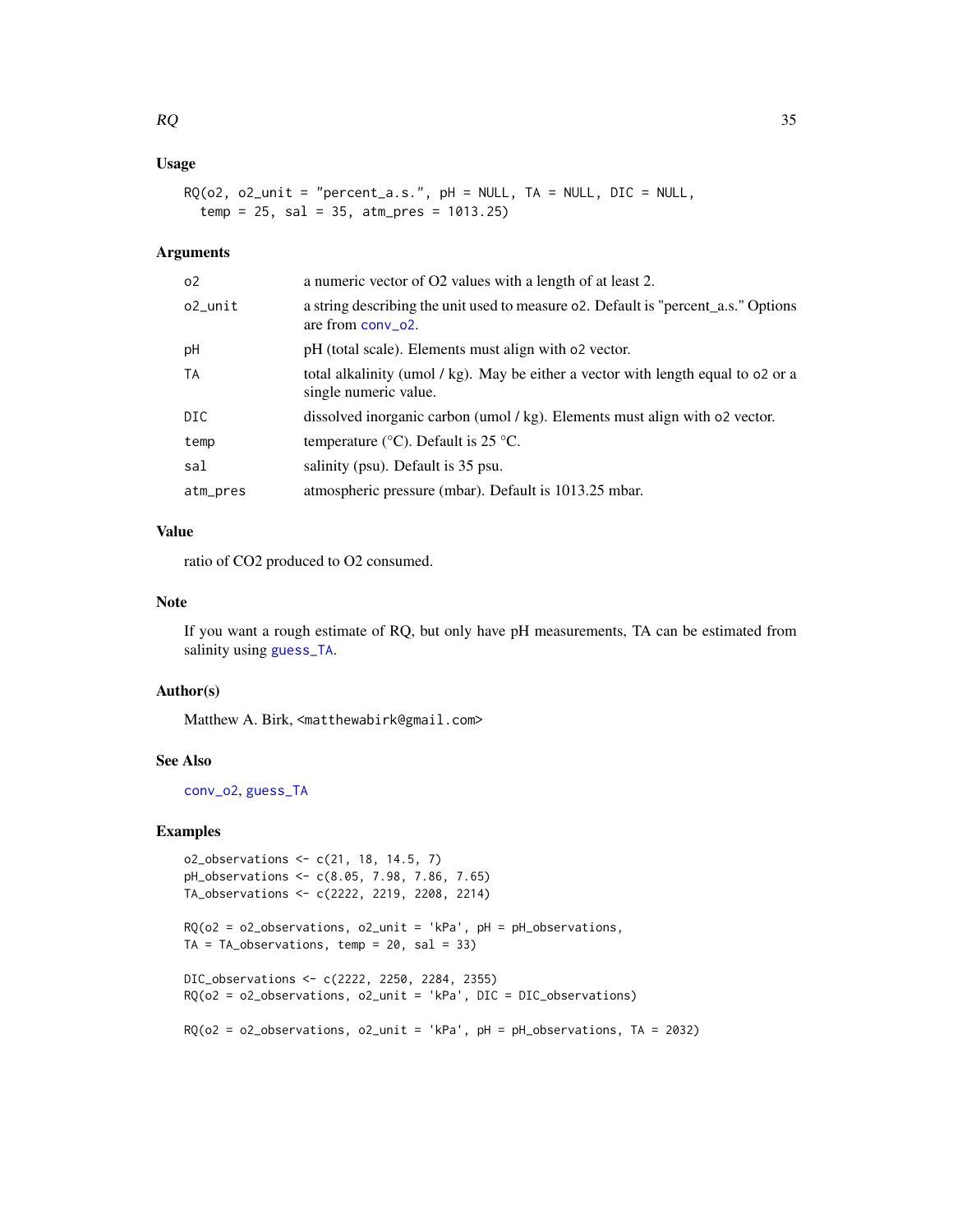### Usage

```
RQ(o2, o2_unit = "percent_a.s.", pH = NULL, TA = NULL, DIC = NULL,
  temp = 25, sal = 35, atm_pres = 1013.25)
```

### Arguments

| | |
|---|---|
| o2 | a numeric vector of O2 values with a length of at least 2. |
| o2_unit | a string describing the unit used to measure o2. Default is "percent_a.s." Options are from conv_o2. |
| pH | pH (total scale). Elements must align with o2 vector. |
| TA | total alkalinity (umol / kg). May be either a vector with length equal to o2 or a single numeric value. |
| DIC | dissolved inorganic carbon (umol / kg). Elements must align with o2 vector. |
| temp | temperature (°C). Default is 25 °C. |
| sal | salinity (psu). Default is 35 psu. |
| atm_pres | atmospheric pressure (mbar). Default is 1013.25 mbar. |

### Value

ratio of CO2 produced to O2 consumed.

### Note

If you want a rough estimate of RQ, but only have pH measurements, TA can be estimated from salinity using guess_TA.

### Author(s)

Matthew A. Birk, <matthewabirk@gmail.com>

### See Also

conv_o2, guess_TA

### Examples

```
o2_observations <- c(21, 18, 14.5, 7)
pH_observations <- c(8.05, 7.98, 7.86, 7.65)
TA_observations <- c(2222, 2219, 2208, 2214)

RQ(o2 = o2_observations, o2_unit = 'kPa', pH = pH_observations,
TA = TA_observations, temp = 20, sal = 33)

DIC_observations <- c(2222, 2250, 2284, 2355)
RQ(o2 = o2_observations, o2_unit = 'kPa', DIC = DIC_observations)

RQ(o2 = o2_observations, o2_unit = 'kPa', pH = pH_observations, TA = 2032)
```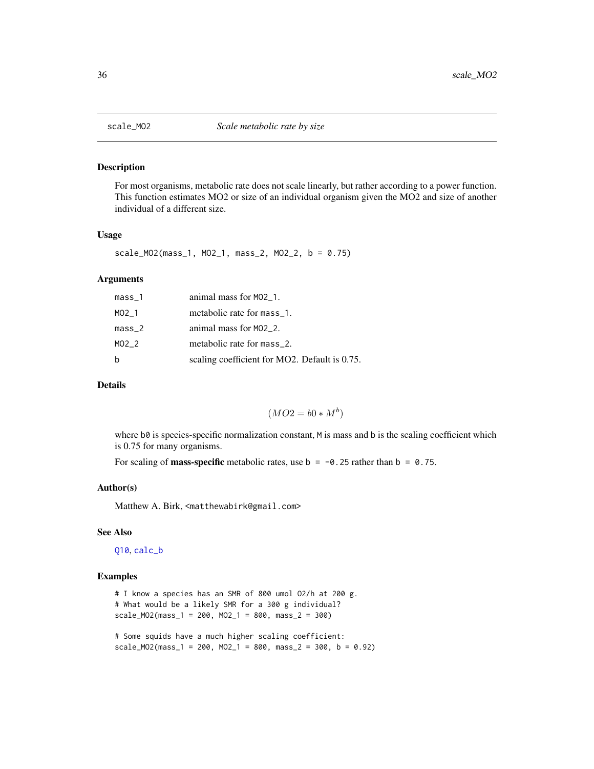## scale_MO2 — *Scale metabolic rate by size*

### Description

For most organisms, metabolic rate does not scale linearly, but rather according to a power function. This function estimates MO2 or size of an individual organism given the MO2 and size of another individual of a different size.

### Usage

```
scale_MO2(mass_1, MO2_1, mass_2, MO2_2, b = 0.75)
```

### Arguments

| | |
|---|---|
| mass_1 | animal mass for MO2_1. |
| MO2_1 | metabolic rate for mass_1. |
| mass_2 | animal mass for MO2_2. |
| MO2_2 | metabolic rate for mass_2. |
| b | scaling coefficient for MO2. Default is 0.75. |

### Details

$$(MO2 = b0 * M^b)$$

where `b0` is species-specific normalization constant, `M` is mass and `b` is the scaling coefficient which is 0.75 for many organisms.

For scaling of **mass-specific** metabolic rates, use `b = -0.25` rather than `b = 0.75`.

### Author(s)

Matthew A. Birk, <matthewabirk@gmail.com>

### See Also

Q10, calc_b

### Examples

```
# I know a species has an SMR of 800 umol O2/h at 200 g.
# What would be a likely SMR for a 300 g individual?
scale_MO2(mass_1 = 200, MO2_1 = 800, mass_2 = 300)

# Some squids have a much higher scaling coefficient:
scale_MO2(mass_1 = 200, MO2_1 = 800, mass_2 = 300, b = 0.92)
```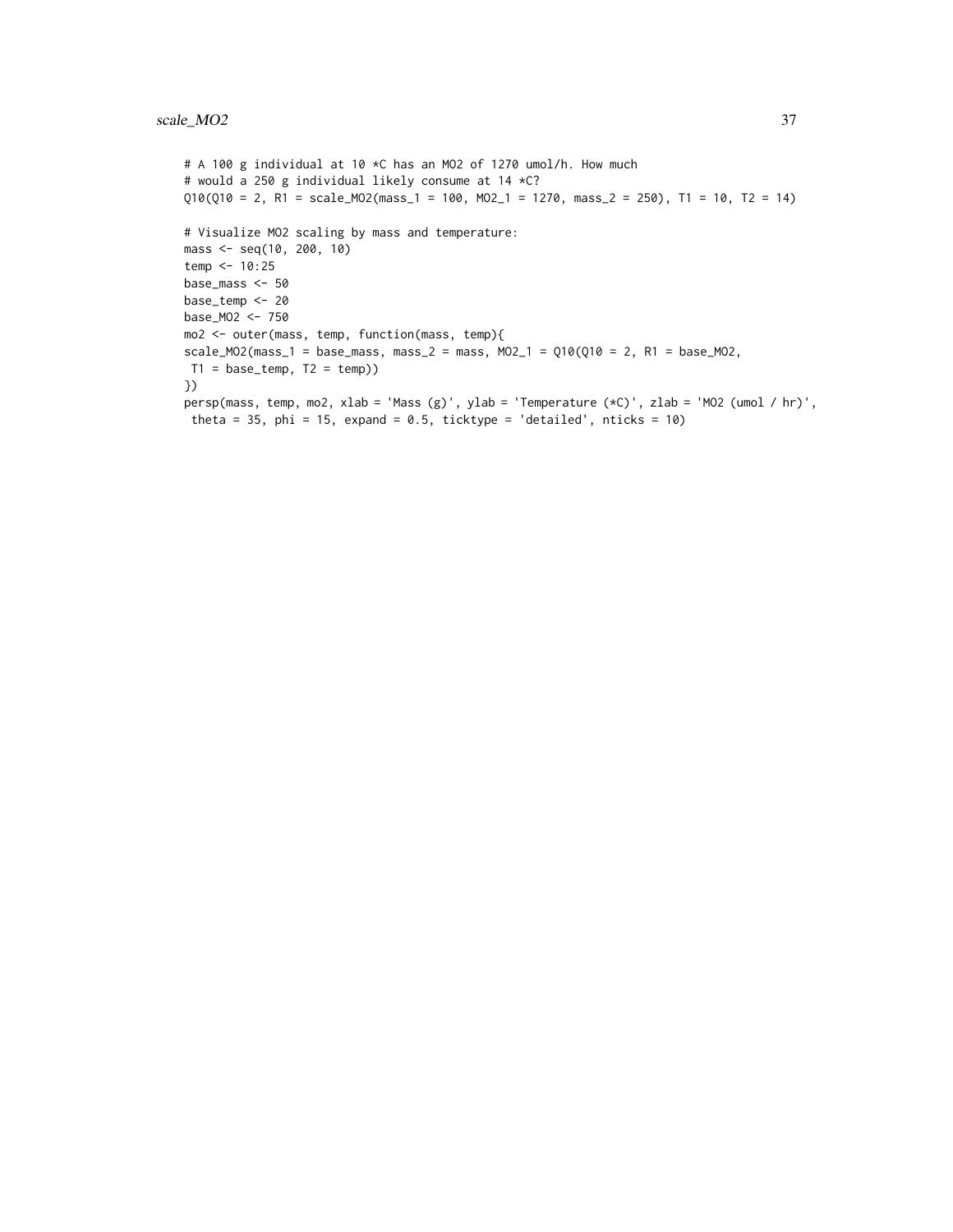```
# A 100 g individual at 10 *C has an MO2 of 1270 umol/h. How much
# would a 250 g individual likely consume at 14 *C?
Q10(Q10 = 2, R1 = scale_MO2(mass_1 = 100, MO2_1 = 1270, mass_2 = 250), T1 = 10, T2 = 14)

# Visualize MO2 scaling by mass and temperature:
mass <- seq(10, 200, 10)
temp <- 10:25
base_mass <- 50
base_temp <- 20
base_MO2 <- 750
mo2 <- outer(mass, temp, function(mass, temp){
scale_MO2(mass_1 = base_mass, mass_2 = mass, MO2_1 = Q10(Q10 = 2, R1 = base_MO2,
 T1 = base_temp, T2 = temp))
})
persp(mass, temp, mo2, xlab = 'Mass (g)', ylab = 'Temperature (*C)', zlab = 'MO2 (umol / hr)',
 theta = 35, phi = 15, expand = 0.5, ticktype = 'detailed', nticks = 10)
```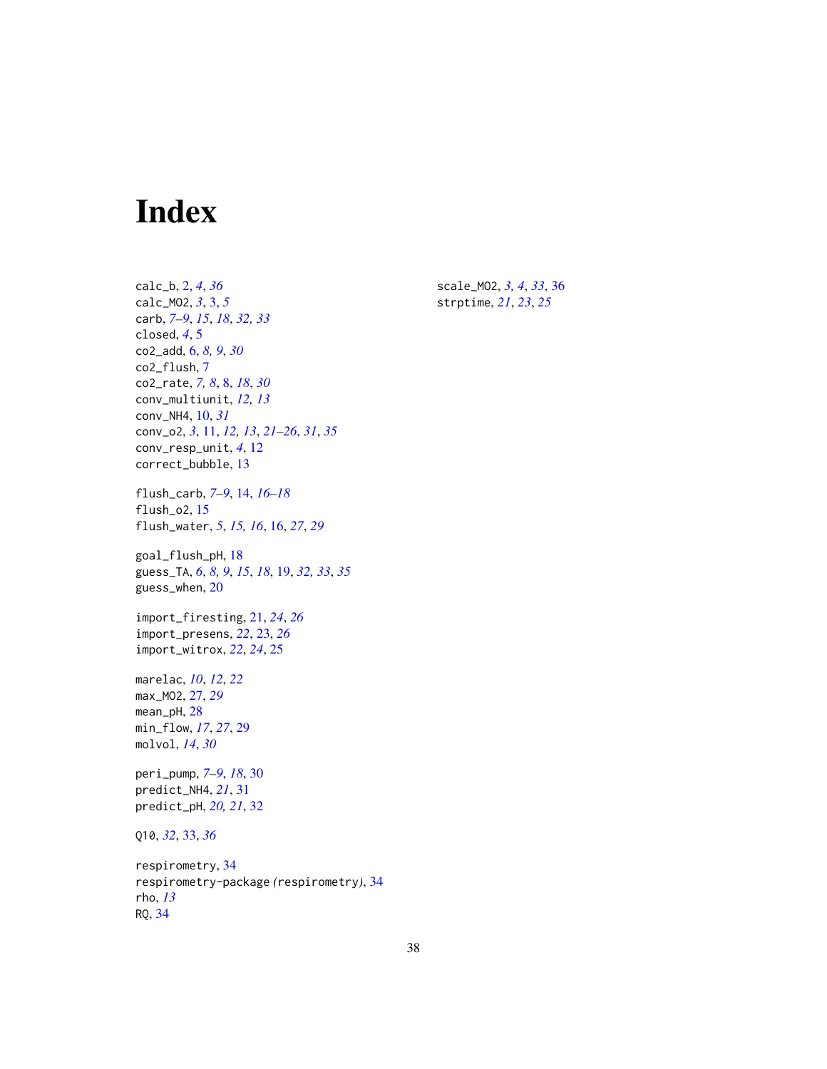# Index

calc_b, 2, *4*, *36*
calc_MO2, *3*, 3, *5*
carb, *7–9*, *15*, *18*, *32, 33*
closed, *4*, 5
co2_add, 6, *8, 9*, *30*
co2_flush, 7
co2_rate, *7, 8*, 8, *18*, *30*
conv_multiunit, *12, 13*
conv_NH4, 10, *31*
conv_o2, *3*, 11, *12, 13*, *21–26*, *31*, *35*
conv_resp_unit, *4*, 12
correct_bubble, 13

flush_carb, *7–9*, 14, *16–18*
flush_o2, 15
flush_water, *5*, *15, 16*, 16, *27*, *29*

goal_flush_pH, 18
guess_TA, *6*, *8, 9*, *15*, *18*, 19, *32, 33*, *35*
guess_when, 20

import_firesting, 21, *24*, *26*
import_presens, *22*, 23, *26*
import_witrox, *22*, *24*, 25

marelac, *10*, *12*, *22*
max_MO2, 27, *29*
mean_pH, 28
min_flow, *17*, *27*, 29
molvol, *14*, *30*

peri_pump, *7–9*, *18*, 30
predict_NH4, *21*, 31
predict_pH, *20, 21*, 32

Q10, *32*, 33, *36*

respirometry, 34
respirometry-package *(*respirometry*)*, 34
rho, *13*
RQ, 34

scale_MO2, *3, 4*, *33*, 36
strptime, *21*, *23*, *25*